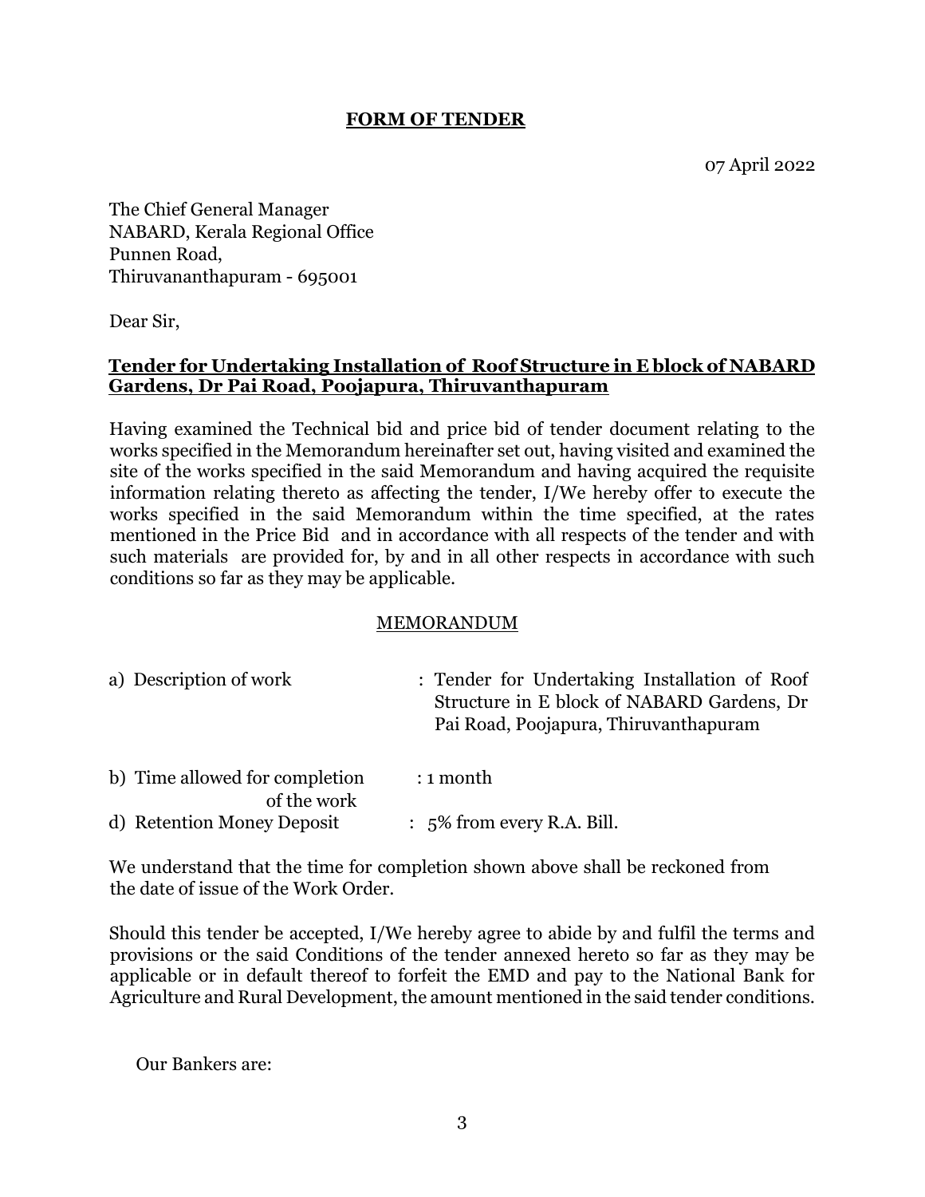# FORM OF TENDER

07 April 2022

The Chief General Manager
NABARD, Kerala Regional Office
Punnen Road,
Thiruvananthapuram - 695001

Dear Sir,

**Tender for Undertaking Installation of Roof Structure in E block of NABARD Gardens, Dr Pai Road, Poojapura, Thiruvanthapuram**

Having examined the Technical bid and price bid of tender document relating to the works specified in the Memorandum hereinafter set out, having visited and examined the site of the works specified in the said Memorandum and having acquired the requisite information relating thereto as affecting the tender, I/We hereby offer to execute the works specified in the said Memorandum within the time specified, at the rates mentioned in the Price Bid and in accordance with all respects of the tender and with such materials are provided for, by and in all other respects in accordance with such conditions so far as they may be applicable.

## MEMORANDUM

a) Description of work : Tender for Undertaking Installation of Roof Structure in E block of NABARD Gardens, Dr Pai Road, Poojapura, Thiruvanthapuram

b) Time allowed for completion of the work : 1 month

d) Retention Money Deposit : 5% from every R.A. Bill.

We understand that the time for completion shown above shall be reckoned from the date of issue of the Work Order.

Should this tender be accepted, I/We hereby agree to abide by and fulfil the terms and provisions or the said Conditions of the tender annexed hereto so far as they may be applicable or in default thereof to forfeit the EMD and pay to the National Bank for Agriculture and Rural Development, the amount mentioned in the said tender conditions.

Our Bankers are: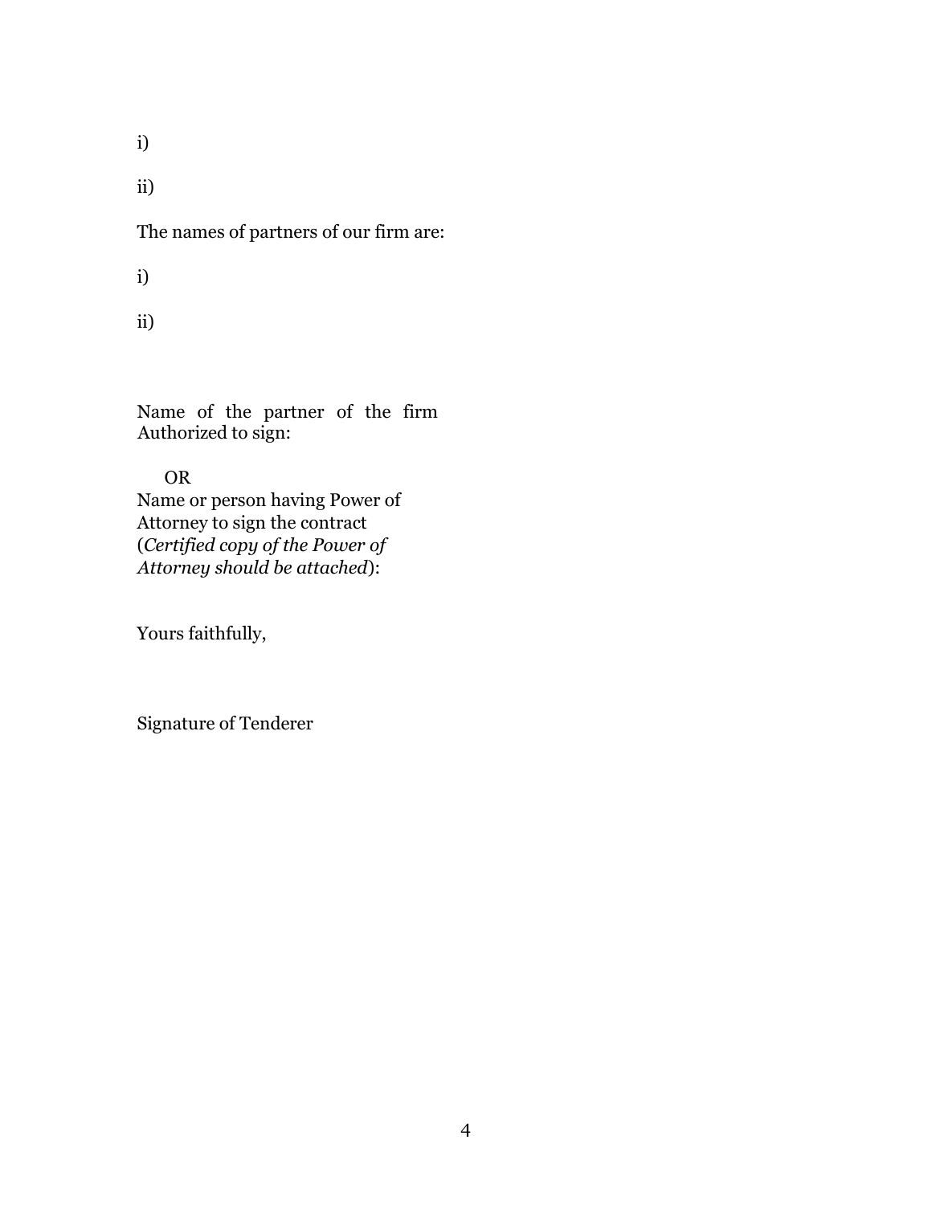i)

ii)

The names of partners of our firm are:

i)

ii)

Name of the partner of the firm Authorized to sign:

OR

Name or person having Power of Attorney to sign the contract (*Certified copy of the Power of Attorney should be attached*):

Yours faithfully,

Signature of Tenderer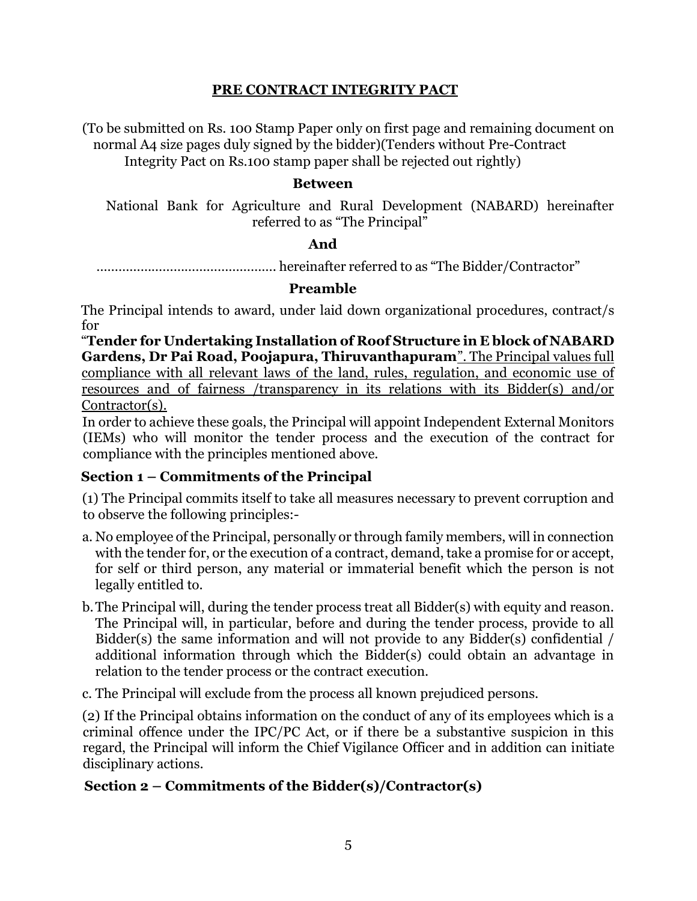## PRE CONTRACT INTEGRITY PACT

(To be submitted on Rs. 100 Stamp Paper only on first page and remaining document on normal A4 size pages duly signed by the bidder)(Tenders without Pre-Contract Integrity Pact on Rs.100 stamp paper shall be rejected out rightly)

**Between**

National Bank for Agriculture and Rural Development (NABARD) hereinafter referred to as "The Principal"

**And**

............................................... hereinafter referred to as "The Bidder/Contractor"

**Preamble**

The Principal intends to award, under laid down organizational procedures, contract/s for

"**Tender for Undertaking Installation of Roof Structure in E block of NABARD Gardens, Dr Pai Road, Poojapura, Thiruvanthapuram**". The Principal values full compliance with all relevant laws of the land, rules, regulation, and economic use of resources and of fairness /transparency in its relations with its Bidder(s) and/or Contractor(s).

In order to achieve these goals, the Principal will appoint Independent External Monitors (IEMs) who will monitor the tender process and the execution of the contract for compliance with the principles mentioned above.

### Section 1 – Commitments of the Principal

(1) The Principal commits itself to take all measures necessary to prevent corruption and to observe the following principles:-

a. No employee of the Principal, personally or through family members, will in connection with the tender for, or the execution of a contract, demand, take a promise for or accept, for self or third person, any material or immaterial benefit which the person is not legally entitled to.

b. The Principal will, during the tender process treat all Bidder(s) with equity and reason. The Principal will, in particular, before and during the tender process, provide to all Bidder(s) the same information and will not provide to any Bidder(s) confidential / additional information through which the Bidder(s) could obtain an advantage in relation to the tender process or the contract execution.

c. The Principal will exclude from the process all known prejudiced persons.

(2) If the Principal obtains information on the conduct of any of its employees which is a criminal offence under the IPC/PC Act, or if there be a substantive suspicion in this regard, the Principal will inform the Chief Vigilance Officer and in addition can initiate disciplinary actions.

### Section 2 – Commitments of the Bidder(s)/Contractor(s)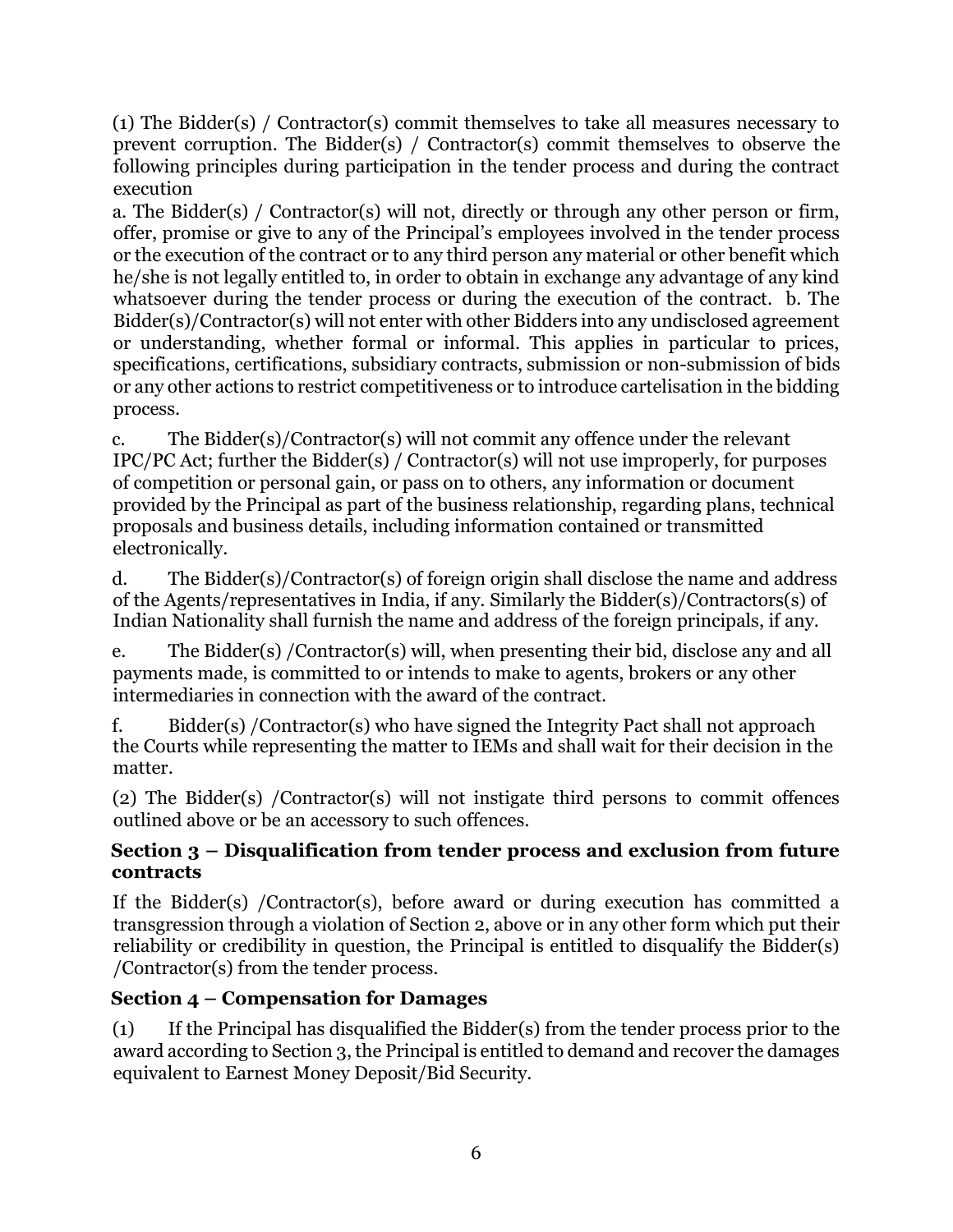(1) The Bidder(s) / Contractor(s) commit themselves to take all measures necessary to prevent corruption. The Bidder(s) / Contractor(s) commit themselves to observe the following principles during participation in the tender process and during the contract execution

a. The Bidder(s) / Contractor(s) will not, directly or through any other person or firm, offer, promise or give to any of the Principal's employees involved in the tender process or the execution of the contract or to any third person any material or other benefit which he/she is not legally entitled to, in order to obtain in exchange any advantage of any kind whatsoever during the tender process or during the execution of the contract. b. The Bidder(s)/Contractor(s) will not enter with other Bidders into any undisclosed agreement or understanding, whether formal or informal. This applies in particular to prices, specifications, certifications, subsidiary contracts, submission or non-submission of bids or any other actions to restrict competitiveness or to introduce cartelisation in the bidding process.

c. The Bidder(s)/Contractor(s) will not commit any offence under the relevant IPC/PC Act; further the Bidder(s) / Contractor(s) will not use improperly, for purposes of competition or personal gain, or pass on to others, any information or document provided by the Principal as part of the business relationship, regarding plans, technical proposals and business details, including information contained or transmitted electronically.

d. The Bidder(s)/Contractor(s) of foreign origin shall disclose the name and address of the Agents/representatives in India, if any. Similarly the Bidder(s)/Contractors(s) of Indian Nationality shall furnish the name and address of the foreign principals, if any.

e. The Bidder(s) /Contractor(s) will, when presenting their bid, disclose any and all payments made, is committed to or intends to make to agents, brokers or any other intermediaries in connection with the award of the contract.

f. Bidder(s) /Contractor(s) who have signed the Integrity Pact shall not approach the Courts while representing the matter to IEMs and shall wait for their decision in the matter.

(2) The Bidder(s) /Contractor(s) will not instigate third persons to commit offences outlined above or be an accessory to such offences.

## Section 3 – Disqualification from tender process and exclusion from future contracts

If the Bidder(s) /Contractor(s), before award or during execution has committed a transgression through a violation of Section 2, above or in any other form which put their reliability or credibility in question, the Principal is entitled to disqualify the Bidder(s) /Contractor(s) from the tender process.

## Section 4 – Compensation for Damages

(1) If the Principal has disqualified the Bidder(s) from the tender process prior to the award according to Section 3, the Principal is entitled to demand and recover the damages equivalent to Earnest Money Deposit/Bid Security.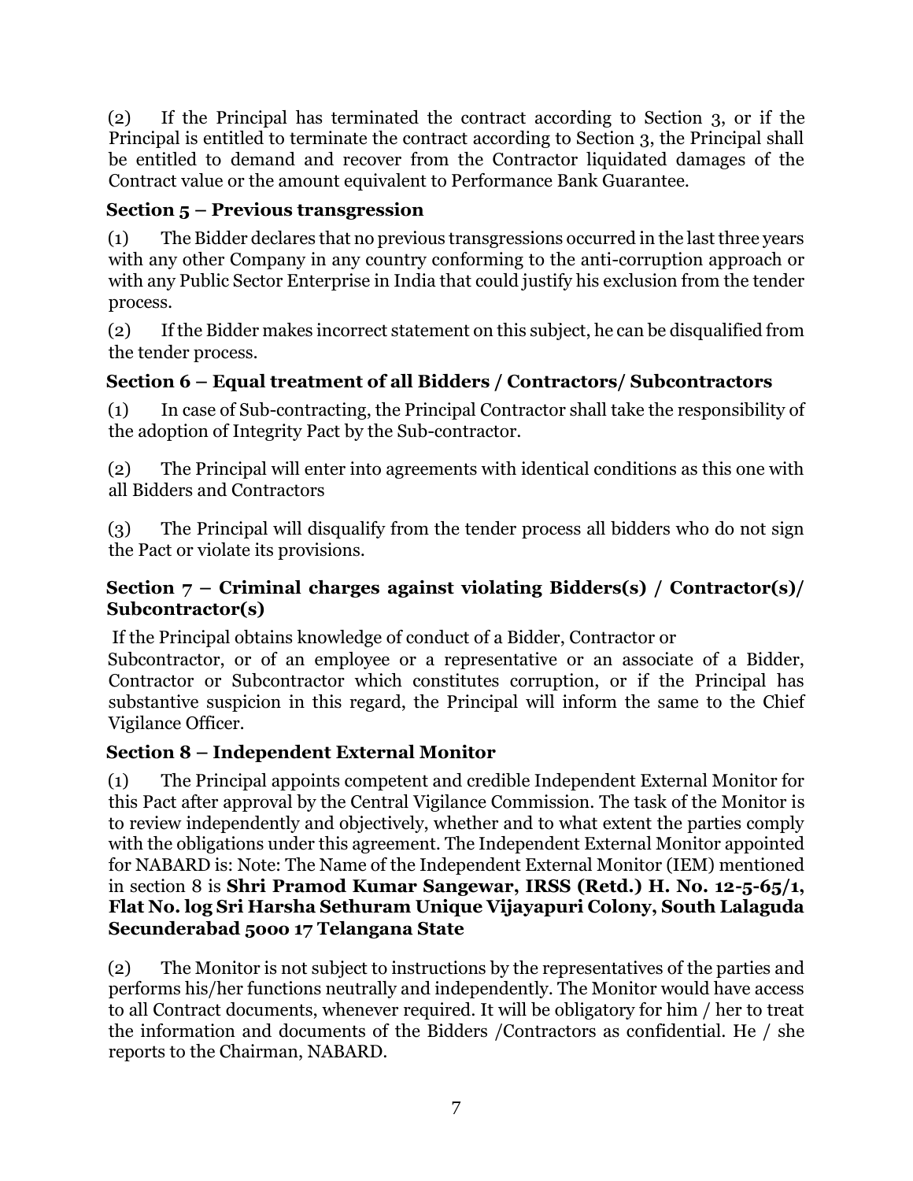(2) If the Principal has terminated the contract according to Section 3, or if the Principal is entitled to terminate the contract according to Section 3, the Principal shall be entitled to demand and recover from the Contractor liquidated damages of the Contract value or the amount equivalent to Performance Bank Guarantee.

### Section 5 – Previous transgression

(1) The Bidder declares that no previous transgressions occurred in the last three years with any other Company in any country conforming to the anti-corruption approach or with any Public Sector Enterprise in India that could justify his exclusion from the tender process.

(2) If the Bidder makes incorrect statement on this subject, he can be disqualified from the tender process.

### Section 6 – Equal treatment of all Bidders / Contractors/ Subcontractors

(1) In case of Sub-contracting, the Principal Contractor shall take the responsibility of the adoption of Integrity Pact by the Sub-contractor.

(2) The Principal will enter into agreements with identical conditions as this one with all Bidders and Contractors

(3) The Principal will disqualify from the tender process all bidders who do not sign the Pact or violate its provisions.

### Section 7 – Criminal charges against violating Bidders(s) / Contractor(s)/ Subcontractor(s)

If the Principal obtains knowledge of conduct of a Bidder, Contractor or Subcontractor, or of an employee or a representative or an associate of a Bidder, Contractor or Subcontractor which constitutes corruption, or if the Principal has substantive suspicion in this regard, the Principal will inform the same to the Chief Vigilance Officer.

### Section 8 – Independent External Monitor

(1) The Principal appoints competent and credible Independent External Monitor for this Pact after approval by the Central Vigilance Commission. The task of the Monitor is to review independently and objectively, whether and to what extent the parties comply with the obligations under this agreement. The Independent External Monitor appointed for NABARD is: Note: The Name of the Independent External Monitor (IEM) mentioned in section 8 is **Shri Pramod Kumar Sangewar, IRSS (Retd.) H. No. 12-5-65/1, Flat No. log Sri Harsha Sethuram Unique Vijayapuri Colony, South Lalaguda Secunderabad 5000 17 Telangana State**

(2) The Monitor is not subject to instructions by the representatives of the parties and performs his/her functions neutrally and independently. The Monitor would have access to all Contract documents, whenever required. It will be obligatory for him / her to treat the information and documents of the Bidders /Contractors as confidential. He / she reports to the Chairman, NABARD.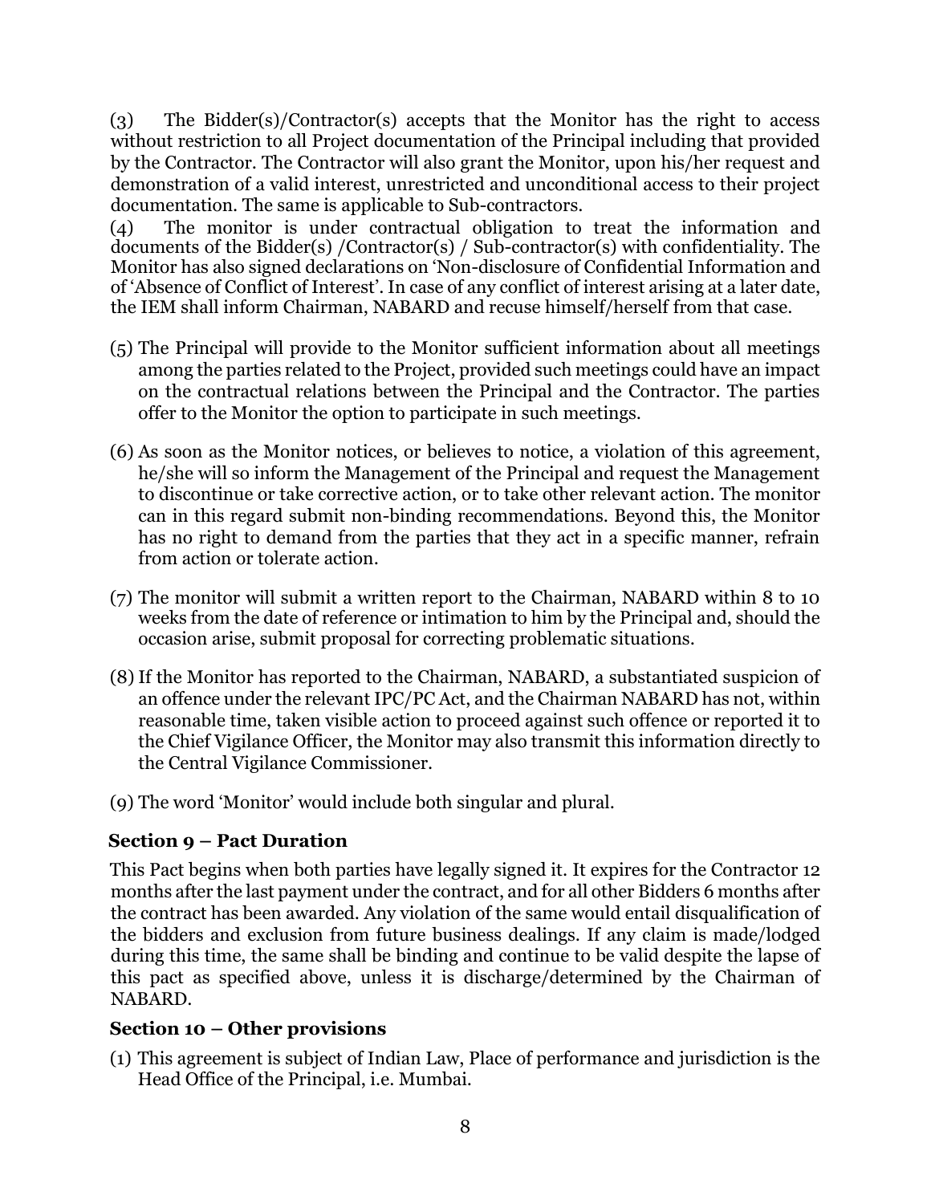(3) The Bidder(s)/Contractor(s) accepts that the Monitor has the right to access without restriction to all Project documentation of the Principal including that provided by the Contractor. The Contractor will also grant the Monitor, upon his/her request and demonstration of a valid interest, unrestricted and unconditional access to their project documentation. The same is applicable to Sub-contractors.

(4) The monitor is under contractual obligation to treat the information and documents of the Bidder(s) /Contractor(s) / Sub-contractor(s) with confidentiality. The Monitor has also signed declarations on 'Non-disclosure of Confidential Information and of 'Absence of Conflict of Interest'. In case of any conflict of interest arising at a later date, the IEM shall inform Chairman, NABARD and recuse himself/herself from that case.

(5) The Principal will provide to the Monitor sufficient information about all meetings among the parties related to the Project, provided such meetings could have an impact on the contractual relations between the Principal and the Contractor. The parties offer to the Monitor the option to participate in such meetings.

(6) As soon as the Monitor notices, or believes to notice, a violation of this agreement, he/she will so inform the Management of the Principal and request the Management to discontinue or take corrective action, or to take other relevant action. The monitor can in this regard submit non-binding recommendations. Beyond this, the Monitor has no right to demand from the parties that they act in a specific manner, refrain from action or tolerate action.

(7) The monitor will submit a written report to the Chairman, NABARD within 8 to 10 weeks from the date of reference or intimation to him by the Principal and, should the occasion arise, submit proposal for correcting problematic situations.

(8) If the Monitor has reported to the Chairman, NABARD, a substantiated suspicion of an offence under the relevant IPC/PC Act, and the Chairman NABARD has not, within reasonable time, taken visible action to proceed against such offence or reported it to the Chief Vigilance Officer, the Monitor may also transmit this information directly to the Central Vigilance Commissioner.

(9) The word 'Monitor' would include both singular and plural.

### Section 9 – Pact Duration

This Pact begins when both parties have legally signed it. It expires for the Contractor 12 months after the last payment under the contract, and for all other Bidders 6 months after the contract has been awarded. Any violation of the same would entail disqualification of the bidders and exclusion from future business dealings. If any claim is made/lodged during this time, the same shall be binding and continue to be valid despite the lapse of this pact as specified above, unless it is discharge/determined by the Chairman of NABARD.

### Section 10 – Other provisions

(1) This agreement is subject of Indian Law, Place of performance and jurisdiction is the Head Office of the Principal, i.e. Mumbai.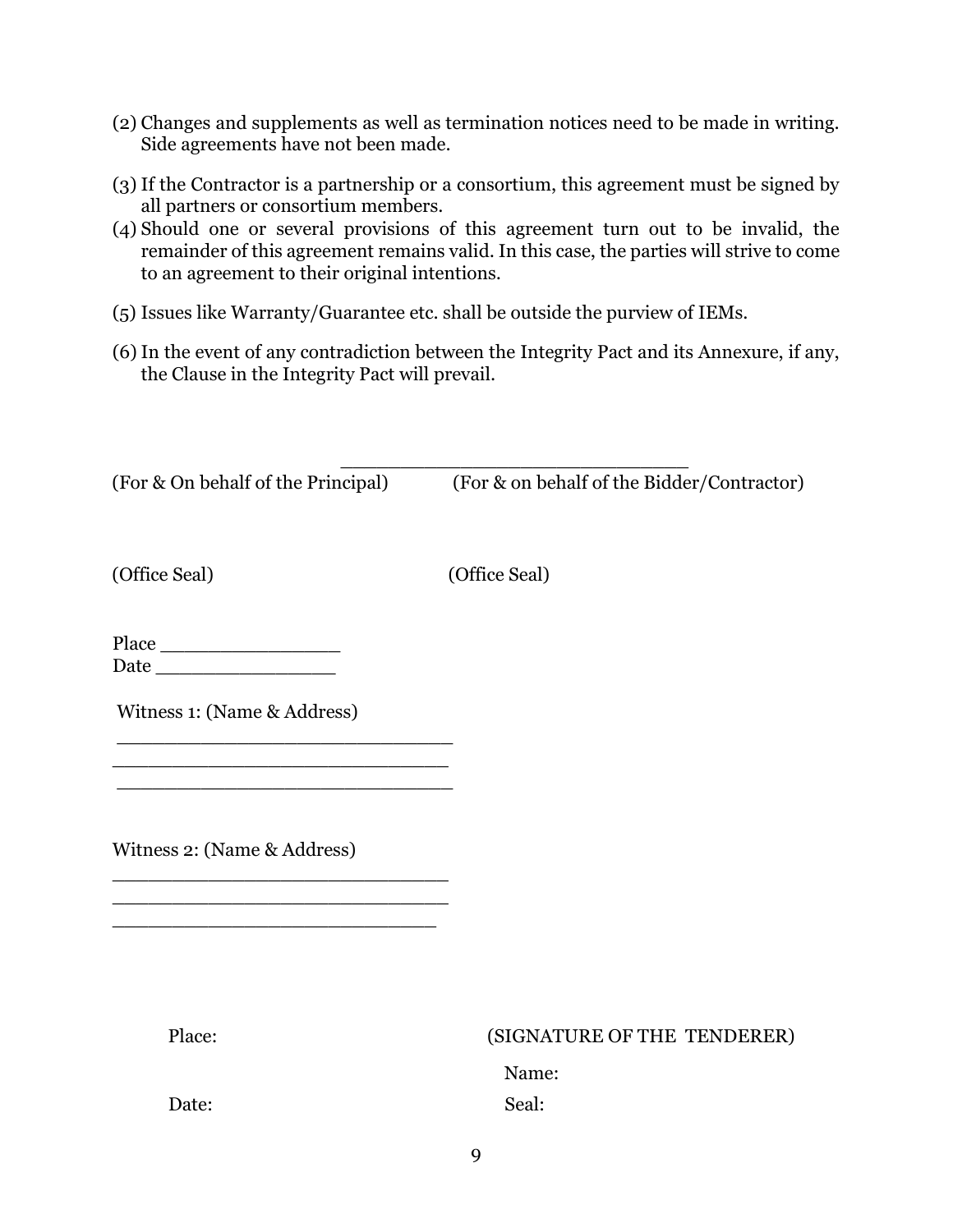(2) Changes and supplements as well as termination notices need to be made in writing. Side agreements have not been made.

(3) If the Contractor is a partnership or a consortium, this agreement must be signed by all partners or consortium members.

(4) Should one or several provisions of this agreement turn out to be invalid, the remainder of this agreement remains valid. In this case, the parties will strive to come to an agreement to their original intentions.

(5) Issues like Warranty/Guarantee etc. shall be outside the purview of IEMs.

(6) In the event of any contradiction between the Integrity Pact and its Annexure, if any, the Clause in the Integrity Pact will prevail.

______________________________

(For & On behalf of the Principal)           (For & on behalf of the Bidder/Contractor)

(Office Seal)                                          (Office Seal)

Place ________________

Date ________________

Witness 1: (Name & Address)

______________________________

______________________________

______________________________

Witness 2: (Name & Address)

______________________________

______________________________

______________________________

Place:                                    (SIGNATURE OF THE TENDERER)

Name:

Date:                                     Seal: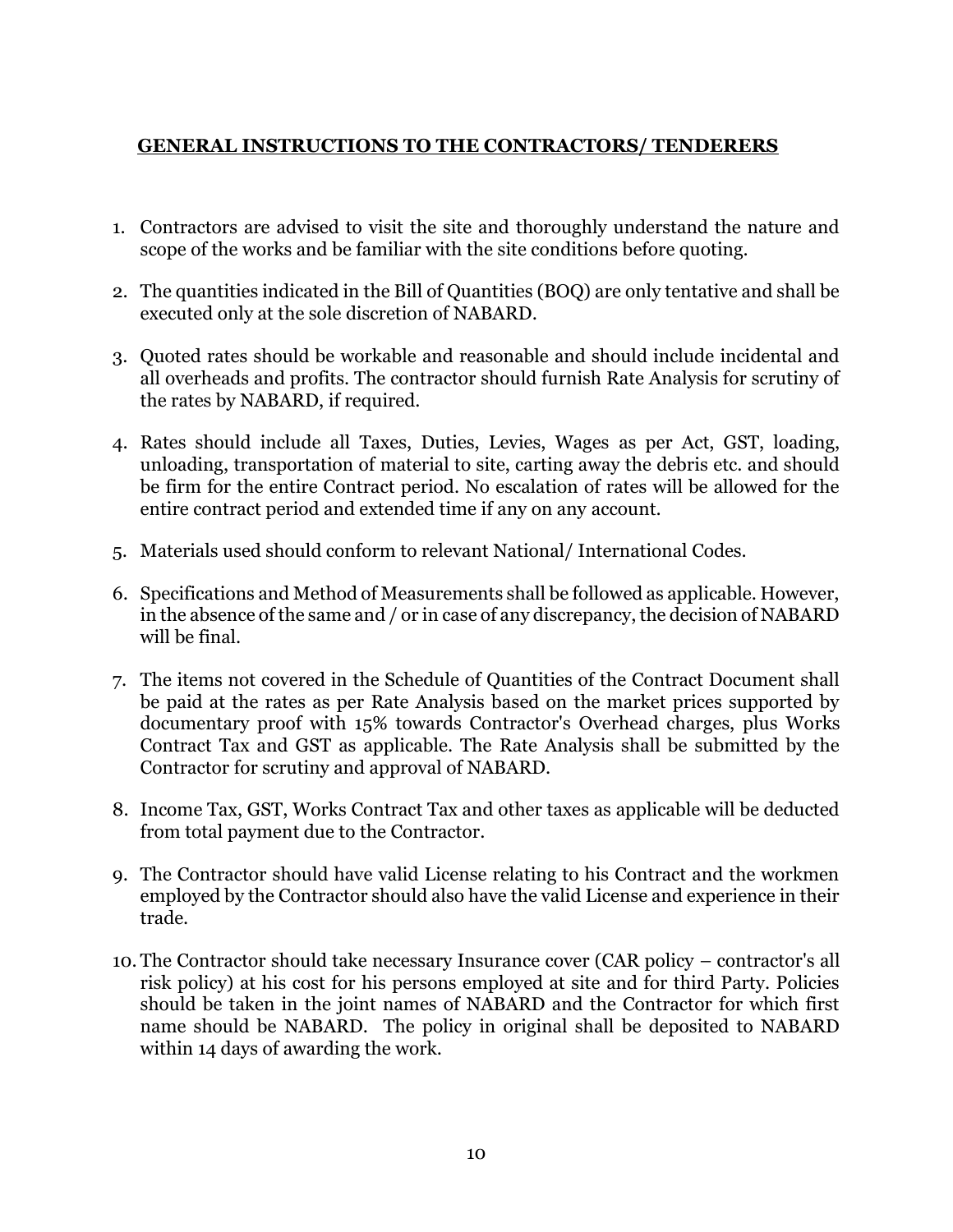## GENERAL INSTRUCTIONS TO THE CONTRACTORS/ TENDERERS

1. Contractors are advised to visit the site and thoroughly understand the nature and scope of the works and be familiar with the site conditions before quoting.

2. The quantities indicated in the Bill of Quantities (BOQ) are only tentative and shall be executed only at the sole discretion of NABARD.

3. Quoted rates should be workable and reasonable and should include incidental and all overheads and profits. The contractor should furnish Rate Analysis for scrutiny of the rates by NABARD, if required.

4. Rates should include all Taxes, Duties, Levies, Wages as per Act, GST, loading, unloading, transportation of material to site, carting away the debris etc. and should be firm for the entire Contract period. No escalation of rates will be allowed for the entire contract period and extended time if any on any account.

5. Materials used should conform to relevant National/ International Codes.

6. Specifications and Method of Measurements shall be followed as applicable. However, in the absence of the same and / or in case of any discrepancy, the decision of NABARD will be final.

7. The items not covered in the Schedule of Quantities of the Contract Document shall be paid at the rates as per Rate Analysis based on the market prices supported by documentary proof with 15% towards Contractor's Overhead charges, plus Works Contract Tax and GST as applicable. The Rate Analysis shall be submitted by the Contractor for scrutiny and approval of NABARD.

8. Income Tax, GST, Works Contract Tax and other taxes as applicable will be deducted from total payment due to the Contractor.

9. The Contractor should have valid License relating to his Contract and the workmen employed by the Contractor should also have the valid License and experience in their trade.

10. The Contractor should take necessary Insurance cover (CAR policy – contractor's all risk policy) at his cost for his persons employed at site and for third Party. Policies should be taken in the joint names of NABARD and the Contractor for which first name should be NABARD. The policy in original shall be deposited to NABARD within 14 days of awarding the work.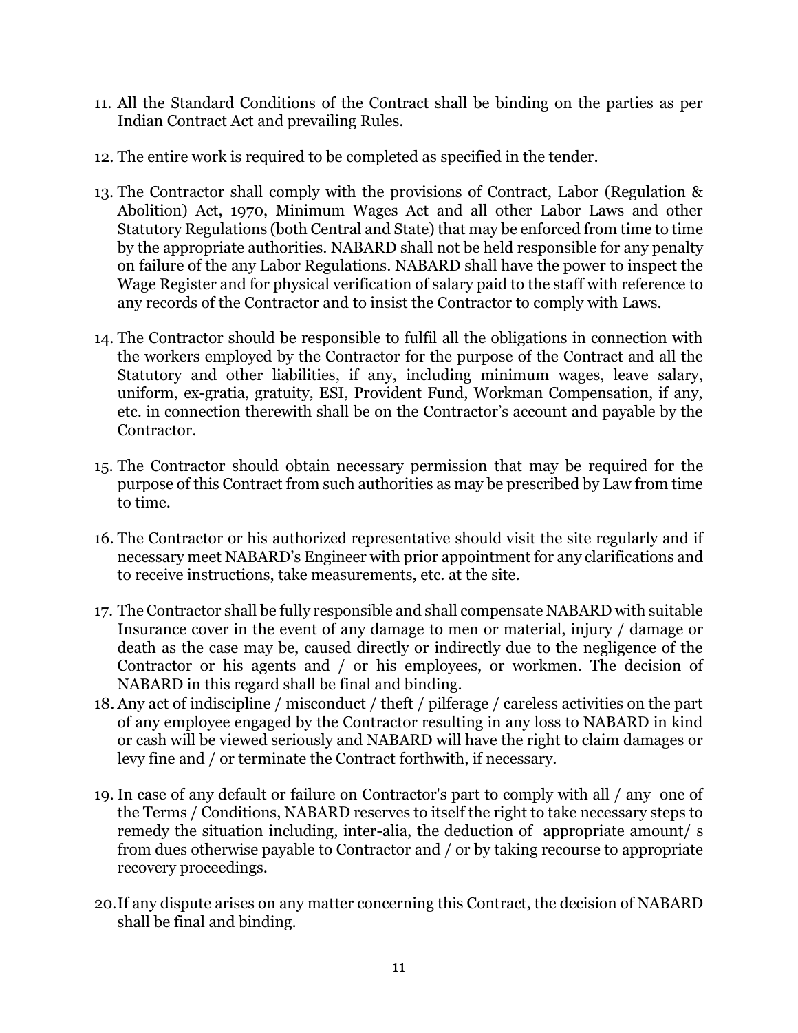11. All the Standard Conditions of the Contract shall be binding on the parties as per Indian Contract Act and prevailing Rules.

12. The entire work is required to be completed as specified in the tender.

13. The Contractor shall comply with the provisions of Contract, Labor (Regulation & Abolition) Act, 1970, Minimum Wages Act and all other Labor Laws and other Statutory Regulations (both Central and State) that may be enforced from time to time by the appropriate authorities. NABARD shall not be held responsible for any penalty on failure of the any Labor Regulations. NABARD shall have the power to inspect the Wage Register and for physical verification of salary paid to the staff with reference to any records of the Contractor and to insist the Contractor to comply with Laws.

14. The Contractor should be responsible to fulfil all the obligations in connection with the workers employed by the Contractor for the purpose of the Contract and all the Statutory and other liabilities, if any, including minimum wages, leave salary, uniform, ex-gratia, gratuity, ESI, Provident Fund, Workman Compensation, if any, etc. in connection therewith shall be on the Contractor's account and payable by the Contractor.

15. The Contractor should obtain necessary permission that may be required for the purpose of this Contract from such authorities as may be prescribed by Law from time to time.

16. The Contractor or his authorized representative should visit the site regularly and if necessary meet NABARD's Engineer with prior appointment for any clarifications and to receive instructions, take measurements, etc. at the site.

17. The Contractor shall be fully responsible and shall compensate NABARD with suitable Insurance cover in the event of any damage to men or material, injury / damage or death as the case may be, caused directly or indirectly due to the negligence of the Contractor or his agents and / or his employees, or workmen. The decision of NABARD in this regard shall be final and binding.

18. Any act of indiscipline / misconduct / theft / pilferage / careless activities on the part of any employee engaged by the Contractor resulting in any loss to NABARD in kind or cash will be viewed seriously and NABARD will have the right to claim damages or levy fine and / or terminate the Contract forthwith, if necessary.

19. In case of any default or failure on Contractor's part to comply with all / any one of the Terms / Conditions, NABARD reserves to itself the right to take necessary steps to remedy the situation including, inter-alia, the deduction of appropriate amount/ s from dues otherwise payable to Contractor and / or by taking recourse to appropriate recovery proceedings.

20. If any dispute arises on any matter concerning this Contract, the decision of NABARD shall be final and binding.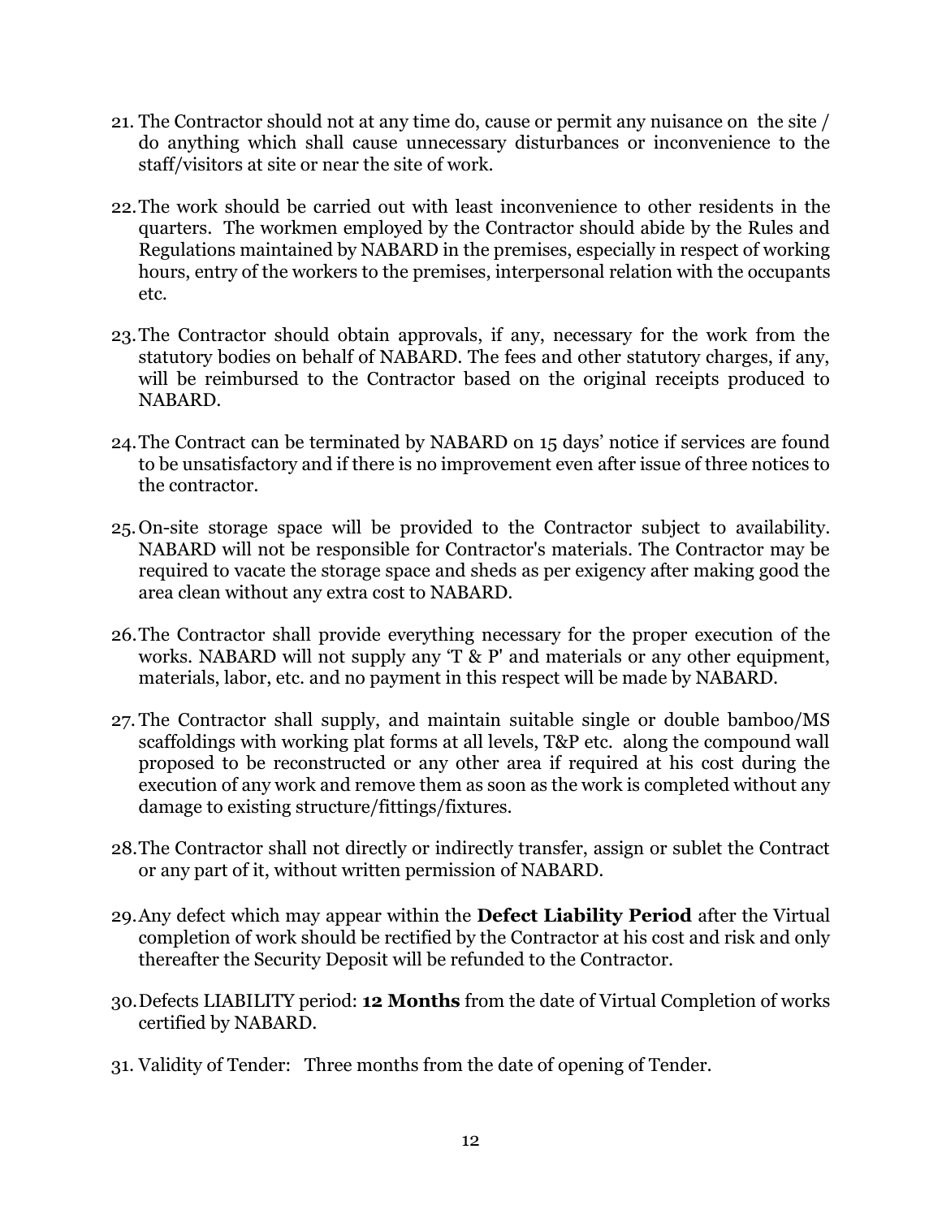21. The Contractor should not at any time do, cause or permit any nuisance on the site / do anything which shall cause unnecessary disturbances or inconvenience to the staff/visitors at site or near the site of work.

22. The work should be carried out with least inconvenience to other residents in the quarters. The workmen employed by the Contractor should abide by the Rules and Regulations maintained by NABARD in the premises, especially in respect of working hours, entry of the workers to the premises, interpersonal relation with the occupants etc.

23. The Contractor should obtain approvals, if any, necessary for the work from the statutory bodies on behalf of NABARD. The fees and other statutory charges, if any, will be reimbursed to the Contractor based on the original receipts produced to NABARD.

24. The Contract can be terminated by NABARD on 15 days' notice if services are found to be unsatisfactory and if there is no improvement even after issue of three notices to the contractor.

25. On-site storage space will be provided to the Contractor subject to availability. NABARD will not be responsible for Contractor's materials. The Contractor may be required to vacate the storage space and sheds as per exigency after making good the area clean without any extra cost to NABARD.

26. The Contractor shall provide everything necessary for the proper execution of the works. NABARD will not supply any 'T & P' and materials or any other equipment, materials, labor, etc. and no payment in this respect will be made by NABARD.

27. The Contractor shall supply, and maintain suitable single or double bamboo/MS scaffoldings with working plat forms at all levels, T&P etc. along the compound wall proposed to be reconstructed or any other area if required at his cost during the execution of any work and remove them as soon as the work is completed without any damage to existing structure/fittings/fixtures.

28. The Contractor shall not directly or indirectly transfer, assign or sublet the Contract or any part of it, without written permission of NABARD.

29. Any defect which may appear within the **Defect Liability Period** after the Virtual completion of work should be rectified by the Contractor at his cost and risk and only thereafter the Security Deposit will be refunded to the Contractor.

30. Defects LIABILITY period: **12 Months** from the date of Virtual Completion of works certified by NABARD.

31. Validity of Tender: Three months from the date of opening of Tender.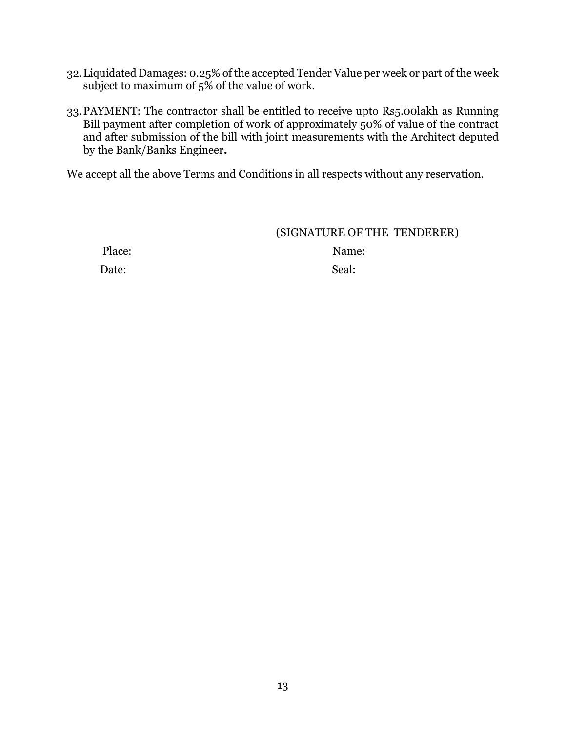32. Liquidated Damages: 0.25% of the accepted Tender Value per week or part of the week subject to maximum of 5% of the value of work.

33. PAYMENT: The contractor shall be entitled to receive upto Rs5.00lakh as Running Bill payment after completion of work of approximately 50% of value of the contract and after submission of the bill with joint measurements with the Architect deputed by the Bank/Banks Engineer**.**

We accept all the above Terms and Conditions in all respects without any reservation.

(SIGNATURE OF THE TENDERER)

Place: Name:

Date: Seal: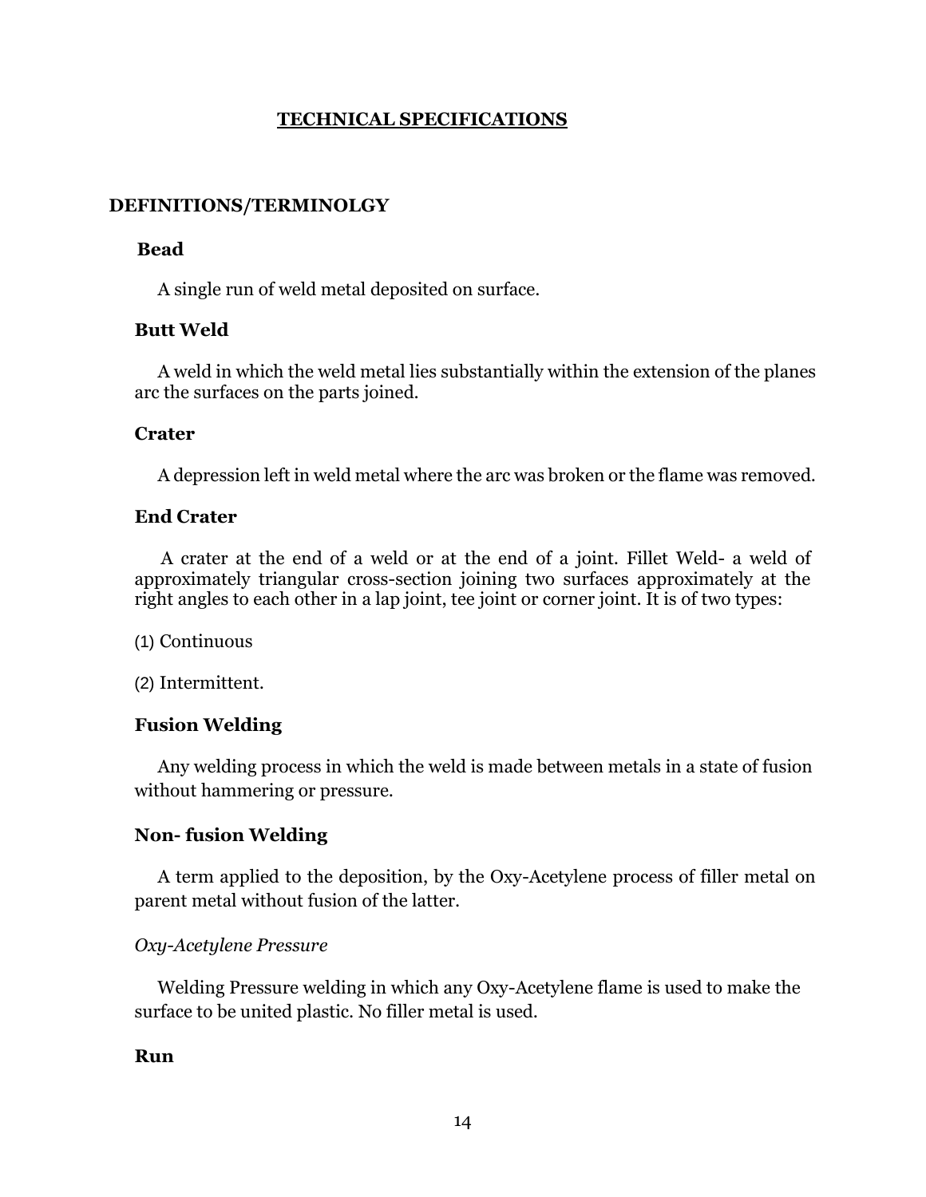# TECHNICAL SPECIFICATIONS

## DEFINITIONS/TERMINOLGY

### Bead

A single run of weld metal deposited on surface.

### Butt Weld

A weld in which the weld metal lies substantially within the extension of the planes arc the surfaces on the parts joined.

### Crater

A depression left in weld metal where the arc was broken or the flame was removed.

### End Crater

A crater at the end of a weld or at the end of a joint. Fillet Weld- a weld of approximately triangular cross-section joining two surfaces approximately at the right angles to each other in a lap joint, tee joint or corner joint. It is of two types:

(1) Continuous

(2) Intermittent.

### Fusion Welding

Any welding process in which the weld is made between metals in a state of fusion without hammering or pressure.

### Non- fusion Welding

A term applied to the deposition, by the Oxy-Acetylene process of filler metal on parent metal without fusion of the latter.

*Oxy-Acetylene Pressure*

Welding Pressure welding in which any Oxy-Acetylene flame is used to make the surface to be united plastic. No filler metal is used.

### Run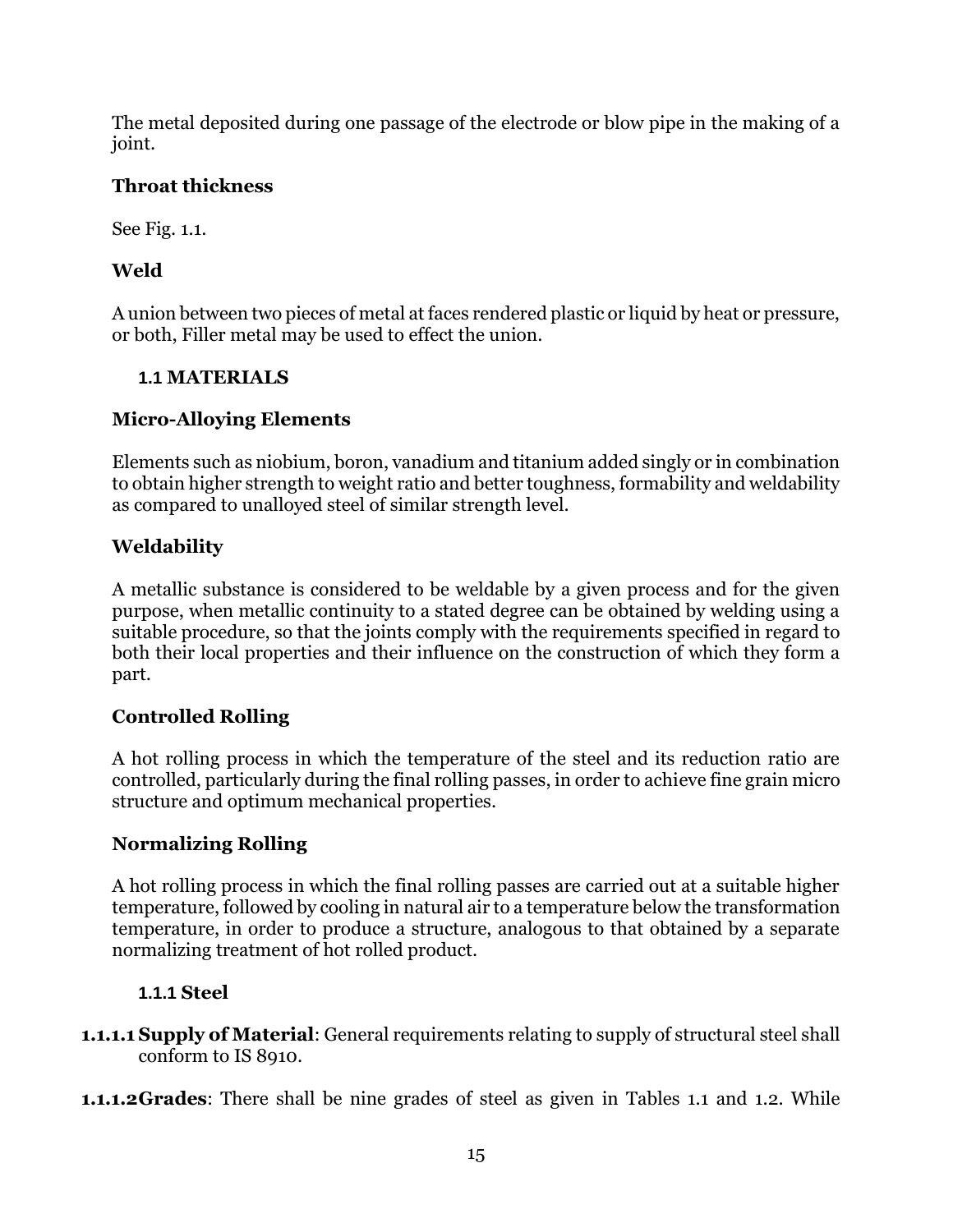The metal deposited during one passage of the electrode or blow pipe in the making of a joint.

**Throat thickness**

See Fig. 1.1.

**Weld**

A union between two pieces of metal at faces rendered plastic or liquid by heat or pressure, or both, Filler metal may be used to effect the union.

## 1.1 MATERIALS

**Micro-Alloying Elements**

Elements such as niobium, boron, vanadium and titanium added singly or in combination to obtain higher strength to weight ratio and better toughness, formability and weldability as compared to unalloyed steel of similar strength level.

**Weldability**

A metallic substance is considered to be weldable by a given process and for the given purpose, when metallic continuity to a stated degree can be obtained by welding using a suitable procedure, so that the joints comply with the requirements specified in regard to both their local properties and their influence on the construction of which they form a part.

**Controlled Rolling**

A hot rolling process in which the temperature of the steel and its reduction ratio are controlled, particularly during the final rolling passes, in order to achieve fine grain micro structure and optimum mechanical properties.

**Normalizing Rolling**

A hot rolling process in which the final rolling passes are carried out at a suitable higher temperature, followed by cooling in natural air to a temperature below the transformation temperature, in order to produce a structure, analogous to that obtained by a separate normalizing treatment of hot rolled product.

### 1.1.1 Steel

**1.1.1.1 Supply of Material**: General requirements relating to supply of structural steel shall conform to IS 8910.

**1.1.1.2 Grades**: There shall be nine grades of steel as given in Tables 1.1 and 1.2. While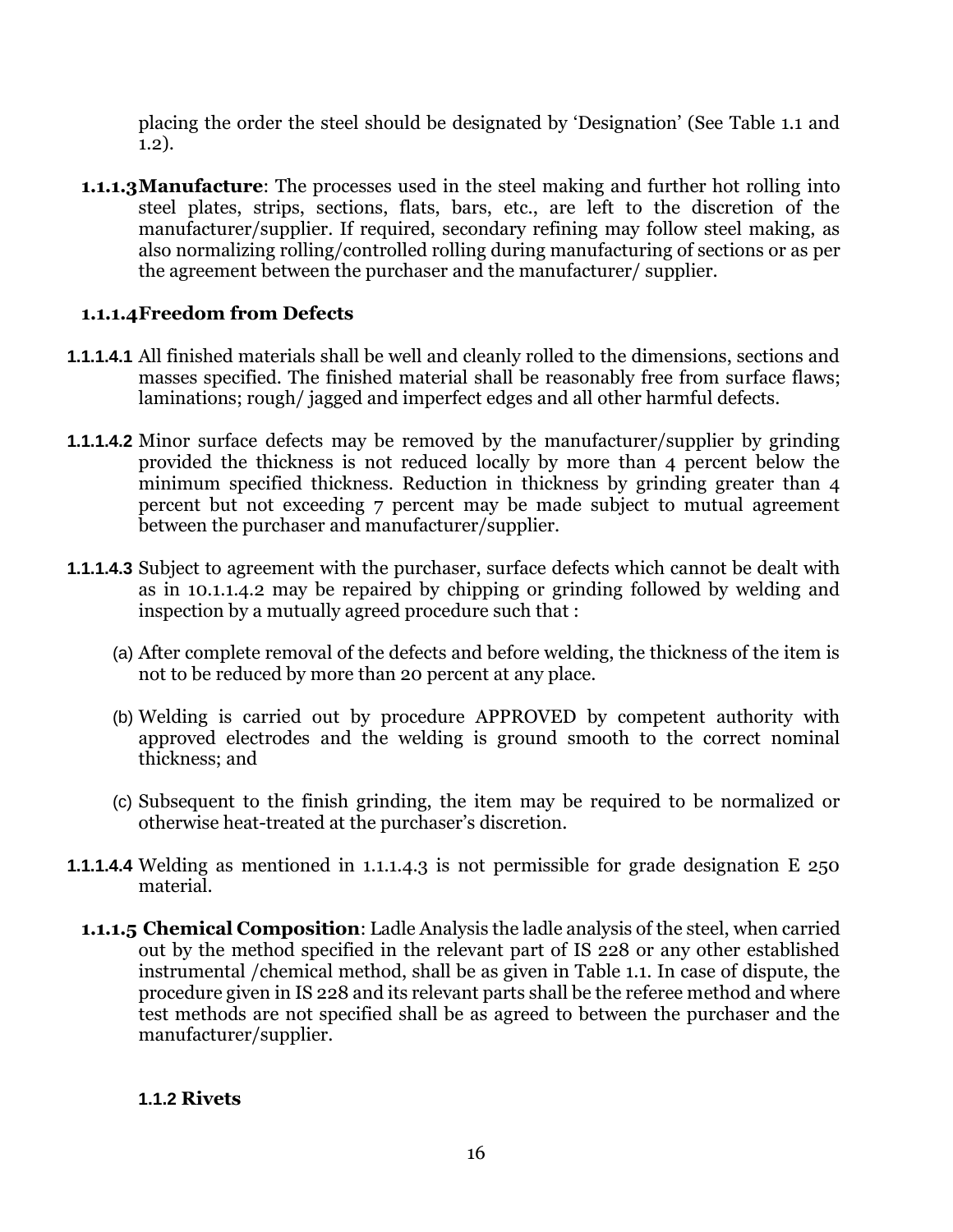placing the order the steel should be designated by 'Designation' (See Table 1.1 and 1.2).

**1.1.1.3 Manufacture**: The processes used in the steel making and further hot rolling into steel plates, strips, sections, flats, bars, etc., are left to the discretion of the manufacturer/supplier. If required, secondary refining may follow steel making, as also normalizing rolling/controlled rolling during manufacturing of sections or as per the agreement between the purchaser and the manufacturer/ supplier.

#### 1.1.1.4 Freedom from Defects

**1.1.1.4.1** All finished materials shall be well and cleanly rolled to the dimensions, sections and masses specified. The finished material shall be reasonably free from surface flaws; laminations; rough/ jagged and imperfect edges and all other harmful defects.

**1.1.1.4.2** Minor surface defects may be removed by the manufacturer/supplier by grinding provided the thickness is not reduced locally by more than 4 percent below the minimum specified thickness. Reduction in thickness by grinding greater than 4 percent but not exceeding 7 percent may be made subject to mutual agreement between the purchaser and manufacturer/supplier.

**1.1.1.4.3** Subject to agreement with the purchaser, surface defects which cannot be dealt with as in 10.1.1.4.2 may be repaired by chipping or grinding followed by welding and inspection by a mutually agreed procedure such that :

(a) After complete removal of the defects and before welding, the thickness of the item is not to be reduced by more than 20 percent at any place.

(b) Welding is carried out by procedure APPROVED by competent authority with approved electrodes and the welding is ground smooth to the correct nominal thickness; and

(c) Subsequent to the finish grinding, the item may be required to be normalized or otherwise heat-treated at the purchaser's discretion.

**1.1.1.4.4** Welding as mentioned in 1.1.1.4.3 is not permissible for grade designation E 250 material.

**1.1.1.5 Chemical Composition**: Ladle Analysis the ladle analysis of the steel, when carried out by the method specified in the relevant part of IS 228 or any other established instrumental /chemical method, shall be as given in Table 1.1. In case of dispute, the procedure given in IS 228 and its relevant parts shall be the referee method and where test methods are not specified shall be as agreed to between the purchaser and the manufacturer/supplier.

### 1.1.2 Rivets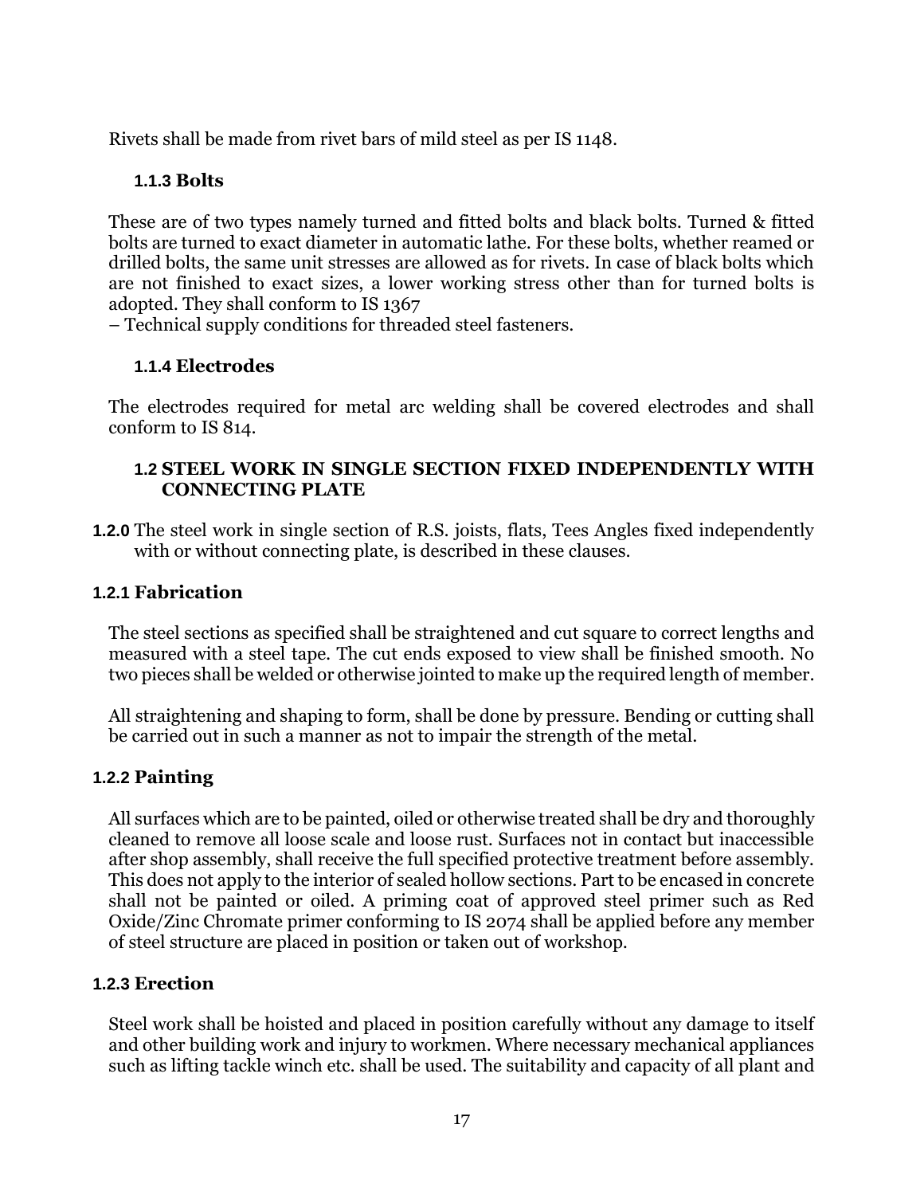Rivets shall be made from rivet bars of mild steel as per IS 1148.

### 1.1.3 Bolts

These are of two types namely turned and fitted bolts and black bolts. Turned & fitted bolts are turned to exact diameter in automatic lathe. For these bolts, whether reamed or drilled bolts, the same unit stresses are allowed as for rivets. In case of black bolts which are not finished to exact sizes, a lower working stress other than for turned bolts is adopted. They shall conform to IS 1367

– Technical supply conditions for threaded steel fasteners.

### 1.1.4 Electrodes

The electrodes required for metal arc welding shall be covered electrodes and shall conform to IS 814.

## 1.2 STEEL WORK IN SINGLE SECTION FIXED INDEPENDENTLY WITH CONNECTING PLATE

**1.2.0** The steel work in single section of R.S. joists, flats, Tees Angles fixed independently with or without connecting plate, is described in these clauses.

### 1.2.1 Fabrication

The steel sections as specified shall be straightened and cut square to correct lengths and measured with a steel tape. The cut ends exposed to view shall be finished smooth. No two pieces shall be welded or otherwise jointed to make up the required length of member.

All straightening and shaping to form, shall be done by pressure. Bending or cutting shall be carried out in such a manner as not to impair the strength of the metal.

### 1.2.2 Painting

All surfaces which are to be painted, oiled or otherwise treated shall be dry and thoroughly cleaned to remove all loose scale and loose rust. Surfaces not in contact but inaccessible after shop assembly, shall receive the full specified protective treatment before assembly. This does not apply to the interior of sealed hollow sections. Part to be encased in concrete shall not be painted or oiled. A priming coat of approved steel primer such as Red Oxide/Zinc Chromate primer conforming to IS 2074 shall be applied before any member of steel structure are placed in position or taken out of workshop.

### 1.2.3 Erection

Steel work shall be hoisted and placed in position carefully without any damage to itself and other building work and injury to workmen. Where necessary mechanical appliances such as lifting tackle winch etc. shall be used. The suitability and capacity of all plant and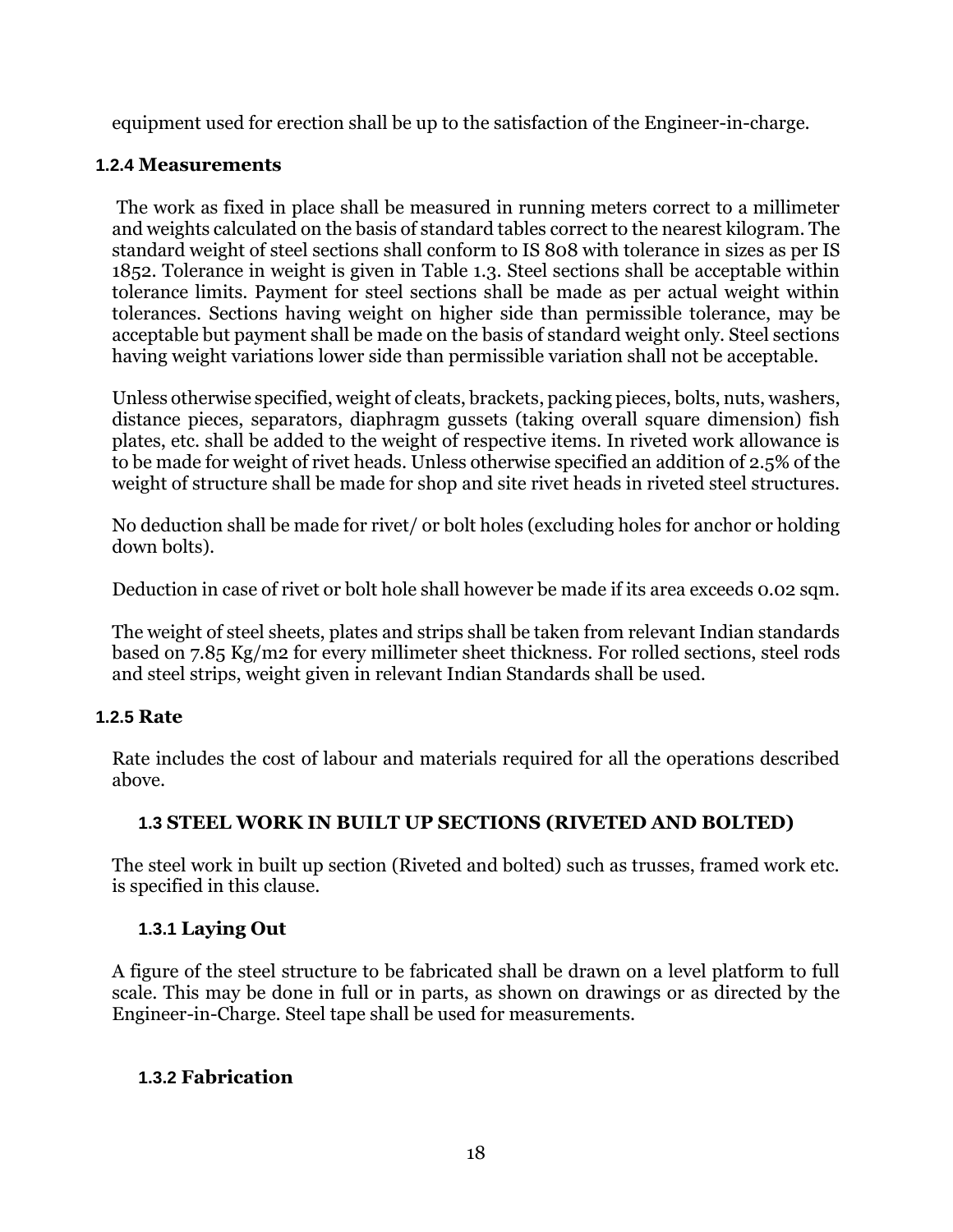equipment used for erection shall be up to the satisfaction of the Engineer-in-charge.

### 1.2.4 Measurements

The work as fixed in place shall be measured in running meters correct to a millimeter and weights calculated on the basis of standard tables correct to the nearest kilogram. The standard weight of steel sections shall conform to IS 808 with tolerance in sizes as per IS 1852. Tolerance in weight is given in Table 1.3. Steel sections shall be acceptable within tolerance limits. Payment for steel sections shall be made as per actual weight within tolerances. Sections having weight on higher side than permissible tolerance, may be acceptable but payment shall be made on the basis of standard weight only. Steel sections having weight variations lower side than permissible variation shall not be acceptable.

Unless otherwise specified, weight of cleats, brackets, packing pieces, bolts, nuts, washers, distance pieces, separators, diaphragm gussets (taking overall square dimension) fish plates, etc. shall be added to the weight of respective items. In riveted work allowance is to be made for weight of rivet heads. Unless otherwise specified an addition of 2.5% of the weight of structure shall be made for shop and site rivet heads in riveted steel structures.

No deduction shall be made for rivet/ or bolt holes (excluding holes for anchor or holding down bolts).

Deduction in case of rivet or bolt hole shall however be made if its area exceeds 0.02 sqm.

The weight of steel sheets, plates and strips shall be taken from relevant Indian standards based on 7.85 Kg/m2 for every millimeter sheet thickness. For rolled sections, steel rods and steel strips, weight given in relevant Indian Standards shall be used.

### 1.2.5 Rate

Rate includes the cost of labour and materials required for all the operations described above.

## 1.3 STEEL WORK IN BUILT UP SECTIONS (RIVETED AND BOLTED)

The steel work in built up section (Riveted and bolted) such as trusses, framed work etc. is specified in this clause.

### 1.3.1 Laying Out

A figure of the steel structure to be fabricated shall be drawn on a level platform to full scale. This may be done in full or in parts, as shown on drawings or as directed by the Engineer-in-Charge. Steel tape shall be used for measurements.

### 1.3.2 Fabrication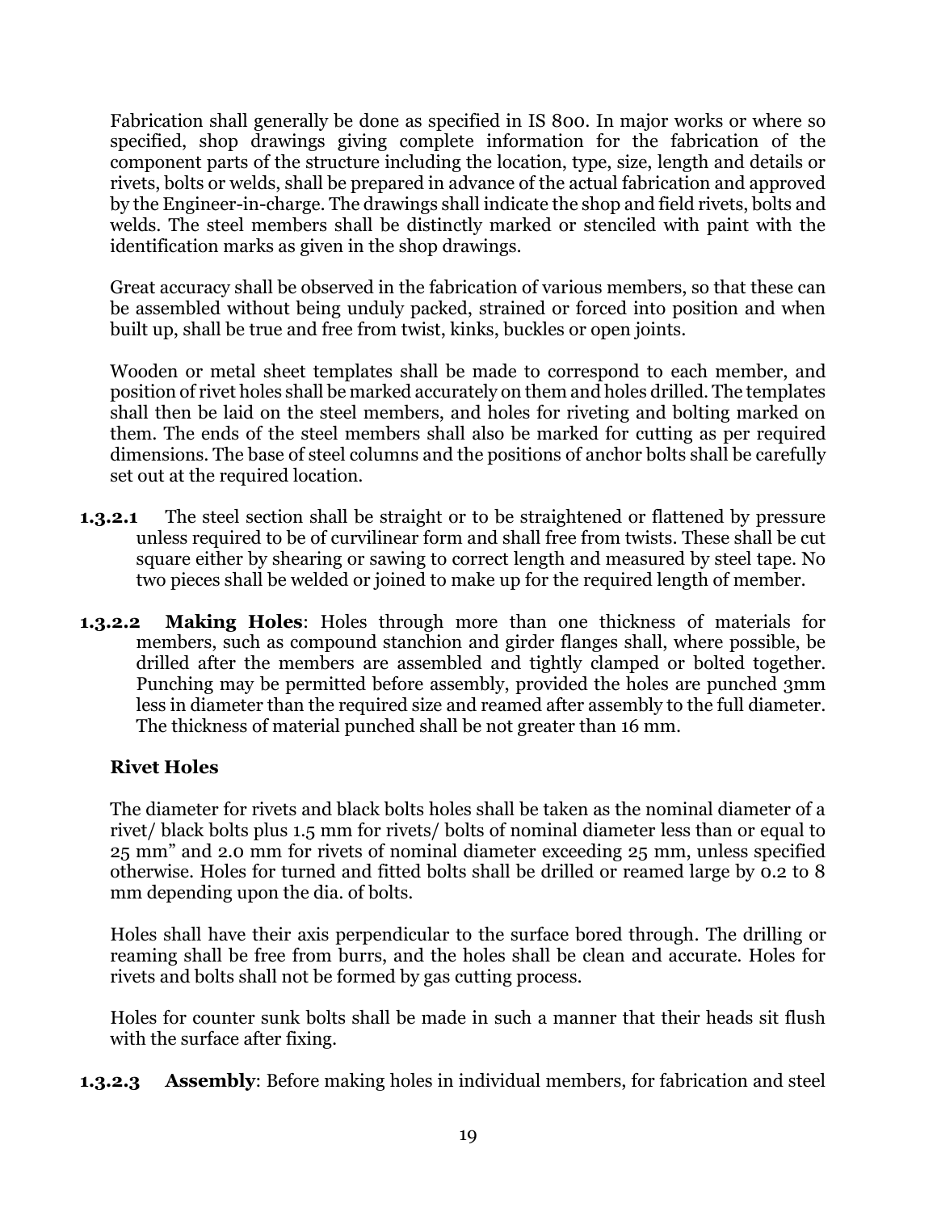Fabrication shall generally be done as specified in IS 800. In major works or where so specified, shop drawings giving complete information for the fabrication of the component parts of the structure including the location, type, size, length and details or rivets, bolts or welds, shall be prepared in advance of the actual fabrication and approved by the Engineer-in-charge. The drawings shall indicate the shop and field rivets, bolts and welds. The steel members shall be distinctly marked or stenciled with paint with the identification marks as given in the shop drawings.

Great accuracy shall be observed in the fabrication of various members, so that these can be assembled without being unduly packed, strained or forced into position and when built up, shall be true and free from twist, kinks, buckles or open joints.

Wooden or metal sheet templates shall be made to correspond to each member, and position of rivet holes shall be marked accurately on them and holes drilled. The templates shall then be laid on the steel members, and holes for riveting and bolting marked on them. The ends of the steel members shall also be marked for cutting as per required dimensions. The base of steel columns and the positions of anchor bolts shall be carefully set out at the required location.

**1.3.2.1** The steel section shall be straight or to be straightened or flattened by pressure unless required to be of curvilinear form and shall free from twists. These shall be cut square either by shearing or sawing to correct length and measured by steel tape. No two pieces shall be welded or joined to make up for the required length of member.

**1.3.2.2 Making Holes**: Holes through more than one thickness of materials for members, such as compound stanchion and girder flanges shall, where possible, be drilled after the members are assembled and tightly clamped or bolted together. Punching may be permitted before assembly, provided the holes are punched 3mm less in diameter than the required size and reamed after assembly to the full diameter. The thickness of material punched shall be not greater than 16 mm.

**Rivet Holes**

The diameter for rivets and black bolts holes shall be taken as the nominal diameter of a rivet/ black bolts plus 1.5 mm for rivets/ bolts of nominal diameter less than or equal to 25 mm" and 2.0 mm for rivets of nominal diameter exceeding 25 mm, unless specified otherwise. Holes for turned and fitted bolts shall be drilled or reamed large by 0.2 to 8 mm depending upon the dia. of bolts.

Holes shall have their axis perpendicular to the surface bored through. The drilling or reaming shall be free from burrs, and the holes shall be clean and accurate. Holes for rivets and bolts shall not be formed by gas cutting process.

Holes for counter sunk bolts shall be made in such a manner that their heads sit flush with the surface after fixing.

**1.3.2.3 Assembly**: Before making holes in individual members, for fabrication and steel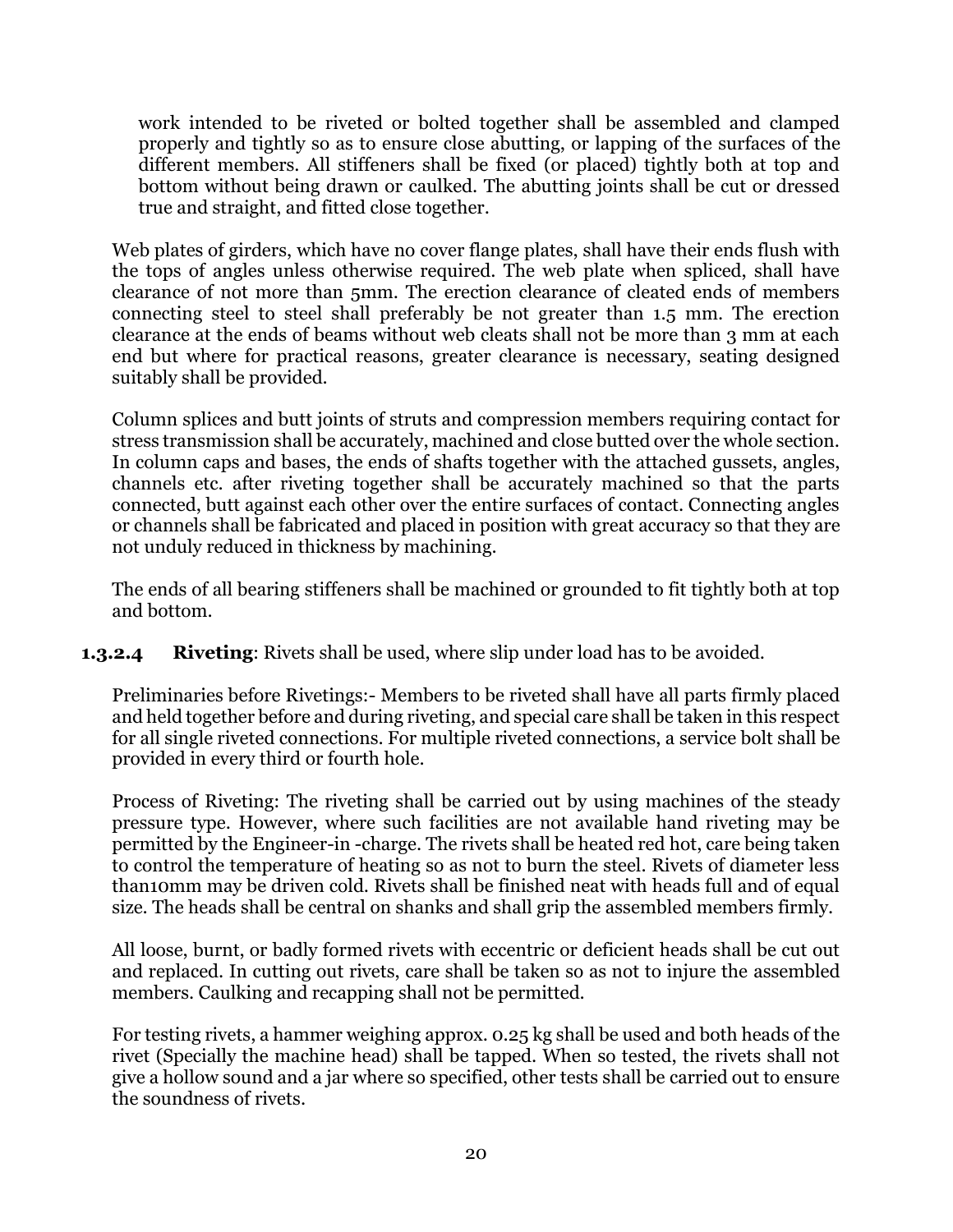work intended to be riveted or bolted together shall be assembled and clamped properly and tightly so as to ensure close abutting, or lapping of the surfaces of the different members. All stiffeners shall be fixed (or placed) tightly both at top and bottom without being drawn or caulked. The abutting joints shall be cut or dressed true and straight, and fitted close together.

Web plates of girders, which have no cover flange plates, shall have their ends flush with the tops of angles unless otherwise required. The web plate when spliced, shall have clearance of not more than 5mm. The erection clearance of cleated ends of members connecting steel to steel shall preferably be not greater than 1.5 mm. The erection clearance at the ends of beams without web cleats shall not be more than 3 mm at each end but where for practical reasons, greater clearance is necessary, seating designed suitably shall be provided.

Column splices and butt joints of struts and compression members requiring contact for stress transmission shall be accurately, machined and close butted over the whole section. In column caps and bases, the ends of shafts together with the attached gussets, angles, channels etc. after riveting together shall be accurately machined so that the parts connected, butt against each other over the entire surfaces of contact. Connecting angles or channels shall be fabricated and placed in position with great accuracy so that they are not unduly reduced in thickness by machining.

The ends of all bearing stiffeners shall be machined or grounded to fit tightly both at top and bottom.

**1.3.2.4 Riveting**: Rivets shall be used, where slip under load has to be avoided.

Preliminaries before Rivetings:- Members to be riveted shall have all parts firmly placed and held together before and during riveting, and special care shall be taken in this respect for all single riveted connections. For multiple riveted connections, a service bolt shall be provided in every third or fourth hole.

Process of Riveting: The riveting shall be carried out by using machines of the steady pressure type. However, where such facilities are not available hand riveting may be permitted by the Engineer-in -charge. The rivets shall be heated red hot, care being taken to control the temperature of heating so as not to burn the steel. Rivets of diameter less than10mm may be driven cold. Rivets shall be finished neat with heads full and of equal size. The heads shall be central on shanks and shall grip the assembled members firmly.

All loose, burnt, or badly formed rivets with eccentric or deficient heads shall be cut out and replaced. In cutting out rivets, care shall be taken so as not to injure the assembled members. Caulking and recapping shall not be permitted.

For testing rivets, a hammer weighing approx. 0.25 kg shall be used and both heads of the rivet (Specially the machine head) shall be tapped. When so tested, the rivets shall not give a hollow sound and a jar where so specified, other tests shall be carried out to ensure the soundness of rivets.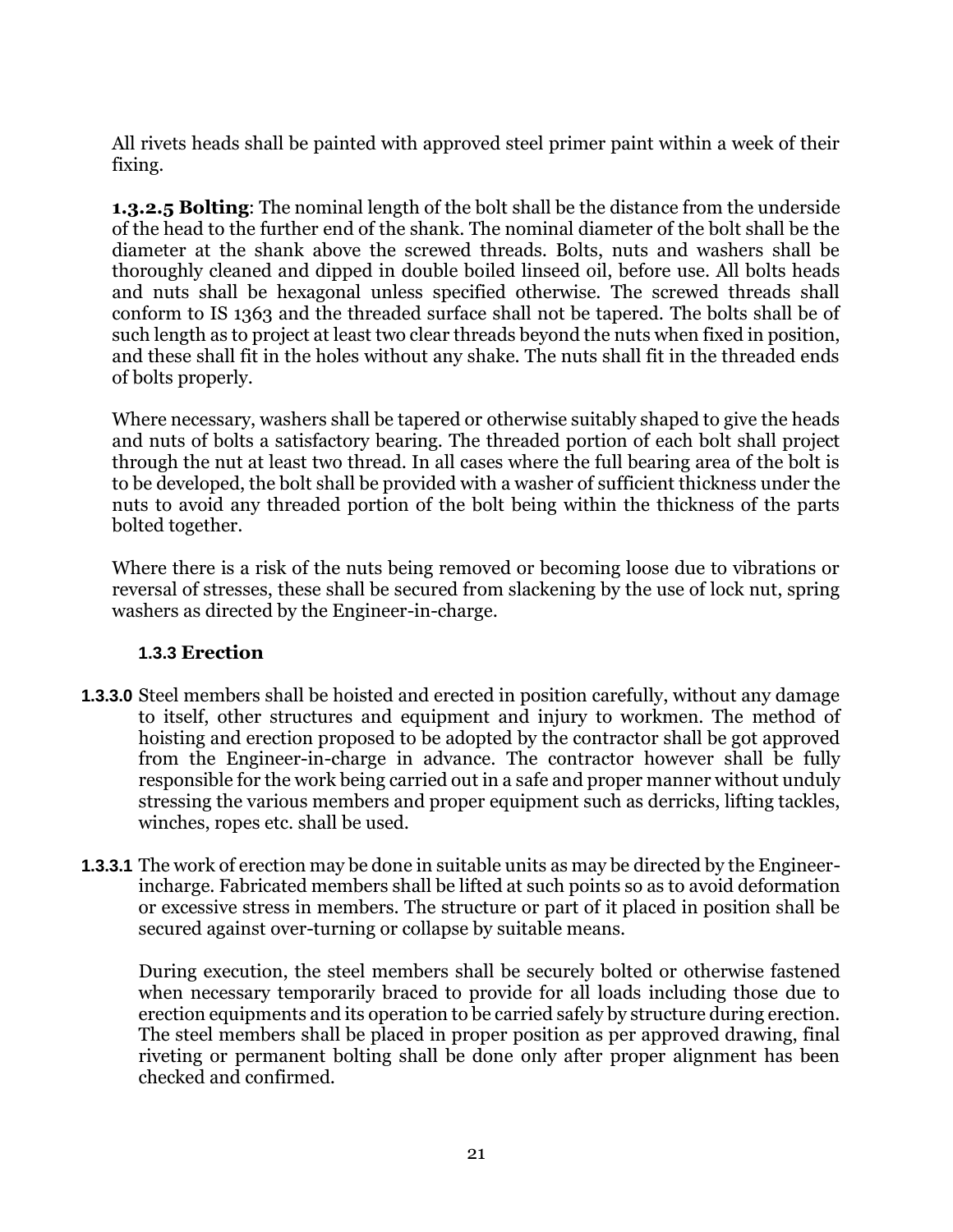All rivets heads shall be painted with approved steel primer paint within a week of their fixing.

**1.3.2.5 Bolting**: The nominal length of the bolt shall be the distance from the underside of the head to the further end of the shank. The nominal diameter of the bolt shall be the diameter at the shank above the screwed threads. Bolts, nuts and washers shall be thoroughly cleaned and dipped in double boiled linseed oil, before use. All bolts heads and nuts shall be hexagonal unless specified otherwise. The screwed threads shall conform to IS 1363 and the threaded surface shall not be tapered. The bolts shall be of such length as to project at least two clear threads beyond the nuts when fixed in position, and these shall fit in the holes without any shake. The nuts shall fit in the threaded ends of bolts properly.

Where necessary, washers shall be tapered or otherwise suitably shaped to give the heads and nuts of bolts a satisfactory bearing. The threaded portion of each bolt shall project through the nut at least two thread. In all cases where the full bearing area of the bolt is to be developed, the bolt shall be provided with a washer of sufficient thickness under the nuts to avoid any threaded portion of the bolt being within the thickness of the parts bolted together.

Where there is a risk of the nuts being removed or becoming loose due to vibrations or reversal of stresses, these shall be secured from slackening by the use of lock nut, spring washers as directed by the Engineer-in-charge.

### 1.3.3 Erection

**1.3.3.0** Steel members shall be hoisted and erected in position carefully, without any damage to itself, other structures and equipment and injury to workmen. The method of hoisting and erection proposed to be adopted by the contractor shall be got approved from the Engineer-in-charge in advance. The contractor however shall be fully responsible for the work being carried out in a safe and proper manner without unduly stressing the various members and proper equipment such as derricks, lifting tackles, winches, ropes etc. shall be used.

**1.3.3.1** The work of erection may be done in suitable units as may be directed by the Engineer-incharge. Fabricated members shall be lifted at such points so as to avoid deformation or excessive stress in members. The structure or part of it placed in position shall be secured against over-turning or collapse by suitable means.

During execution, the steel members shall be securely bolted or otherwise fastened when necessary temporarily braced to provide for all loads including those due to erection equipments and its operation to be carried safely by structure during erection. The steel members shall be placed in proper position as per approved drawing, final riveting or permanent bolting shall be done only after proper alignment has been checked and confirmed.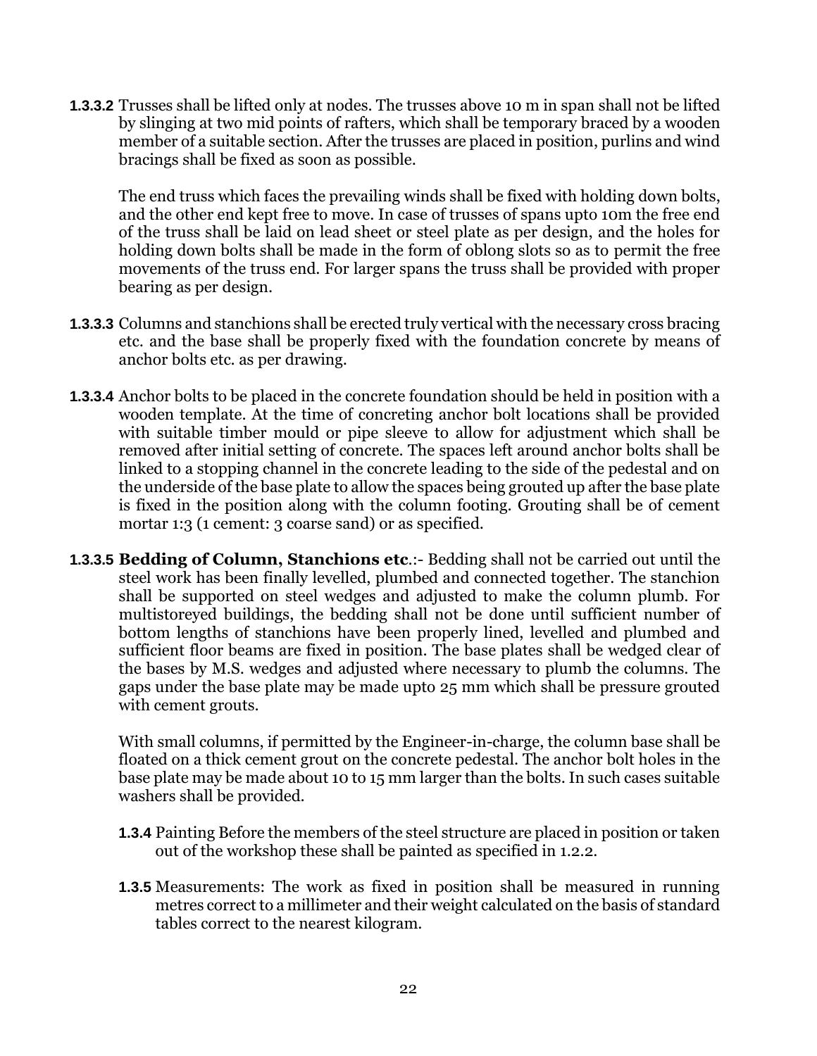**1.3.3.2** Trusses shall be lifted only at nodes. The trusses above 10 m in span shall not be lifted by slinging at two mid points of rafters, which shall be temporary braced by a wooden member of a suitable section. After the trusses are placed in position, purlins and wind bracings shall be fixed as soon as possible.

The end truss which faces the prevailing winds shall be fixed with holding down bolts, and the other end kept free to move. In case of trusses of spans upto 10m the free end of the truss shall be laid on lead sheet or steel plate as per design, and the holes for holding down bolts shall be made in the form of oblong slots so as to permit the free movements of the truss end. For larger spans the truss shall be provided with proper bearing as per design.

**1.3.3.3** Columns and stanchions shall be erected truly vertical with the necessary cross bracing etc. and the base shall be properly fixed with the foundation concrete by means of anchor bolts etc. as per drawing.

**1.3.3.4** Anchor bolts to be placed in the concrete foundation should be held in position with a wooden template. At the time of concreting anchor bolt locations shall be provided with suitable timber mould or pipe sleeve to allow for adjustment which shall be removed after initial setting of concrete. The spaces left around anchor bolts shall be linked to a stopping channel in the concrete leading to the side of the pedestal and on the underside of the base plate to allow the spaces being grouted up after the base plate is fixed in the position along with the column footing. Grouting shall be of cement mortar 1:3 (1 cement: 3 coarse sand) or as specified.

**1.3.3.5 Bedding of Column, Stanchions etc**.:- Bedding shall not be carried out until the steel work has been finally levelled, plumbed and connected together. The stanchion shall be supported on steel wedges and adjusted to make the column plumb. For multistoreyed buildings, the bedding shall not be done until sufficient number of bottom lengths of stanchions have been properly lined, levelled and plumbed and sufficient floor beams are fixed in position. The base plates shall be wedged clear of the bases by M.S. wedges and adjusted where necessary to plumb the columns. The gaps under the base plate may be made upto 25 mm which shall be pressure grouted with cement grouts.

With small columns, if permitted by the Engineer-in-charge, the column base shall be floated on a thick cement grout on the concrete pedestal. The anchor bolt holes in the base plate may be made about 10 to 15 mm larger than the bolts. In such cases suitable washers shall be provided.

**1.3.4** Painting Before the members of the steel structure are placed in position or taken out of the workshop these shall be painted as specified in 1.2.2.

**1.3.5** Measurements: The work as fixed in position shall be measured in running metres correct to a millimeter and their weight calculated on the basis of standard tables correct to the nearest kilogram.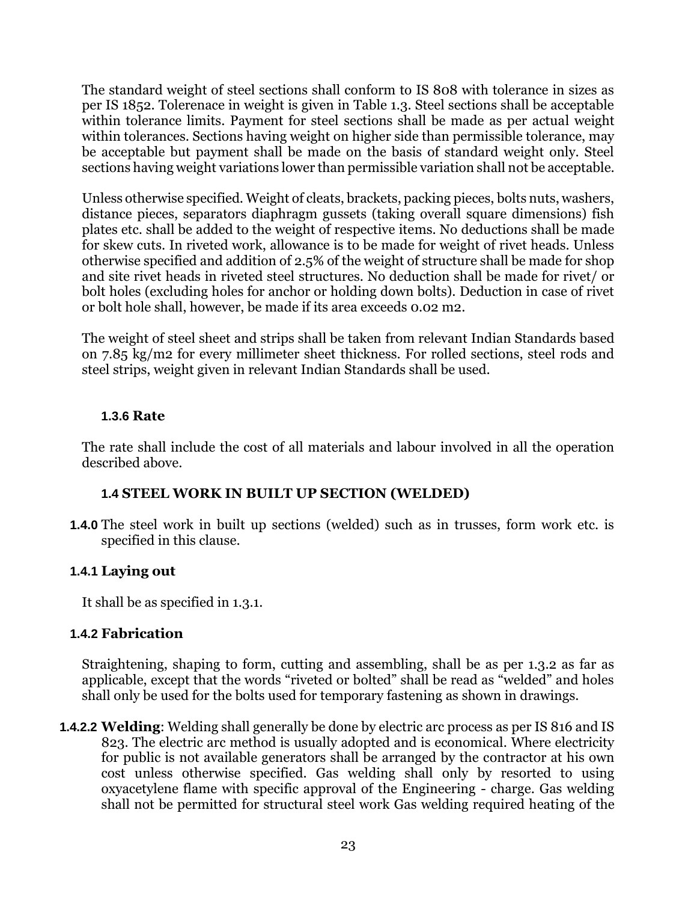The standard weight of steel sections shall conform to IS 808 with tolerance in sizes as per IS 1852. Tolerenace in weight is given in Table 1.3. Steel sections shall be acceptable within tolerance limits. Payment for steel sections shall be made as per actual weight within tolerances. Sections having weight on higher side than permissible tolerance, may be acceptable but payment shall be made on the basis of standard weight only. Steel sections having weight variations lower than permissible variation shall not be acceptable.

Unless otherwise specified. Weight of cleats, brackets, packing pieces, bolts nuts, washers, distance pieces, separators diaphragm gussets (taking overall square dimensions) fish plates etc. shall be added to the weight of respective items. No deductions shall be made for skew cuts. In riveted work, allowance is to be made for weight of rivet heads. Unless otherwise specified and addition of 2.5% of the weight of structure shall be made for shop and site rivet heads in riveted steel structures. No deduction shall be made for rivet/ or bolt holes (excluding holes for anchor or holding down bolts). Deduction in case of rivet or bolt hole shall, however, be made if its area exceeds 0.02 m2.

The weight of steel sheet and strips shall be taken from relevant Indian Standards based on 7.85 kg/m2 for every millimeter sheet thickness. For rolled sections, steel rods and steel strips, weight given in relevant Indian Standards shall be used.

### 1.3.6 Rate

The rate shall include the cost of all materials and labour involved in all the operation described above.

## 1.4 STEEL WORK IN BUILT UP SECTION (WELDED)

**1.4.0** The steel work in built up sections (welded) such as in trusses, form work etc. is specified in this clause.

### 1.4.1 Laying out

It shall be as specified in 1.3.1.

### 1.4.2 Fabrication

Straightening, shaping to form, cutting and assembling, shall be as per 1.3.2 as far as applicable, except that the words “riveted or bolted” shall be read as “welded” and holes shall only be used for the bolts used for temporary fastening as shown in drawings.

**1.4.2.2 Welding**: Welding shall generally be done by electric arc process as per IS 816 and IS 823. The electric arc method is usually adopted and is economical. Where electricity for public is not available generators shall be arranged by the contractor at his own cost unless otherwise specified. Gas welding shall only by resorted to using oxyacetylene flame with specific approval of the Engineering - charge. Gas welding shall not be permitted for structural steel work Gas welding required heating of the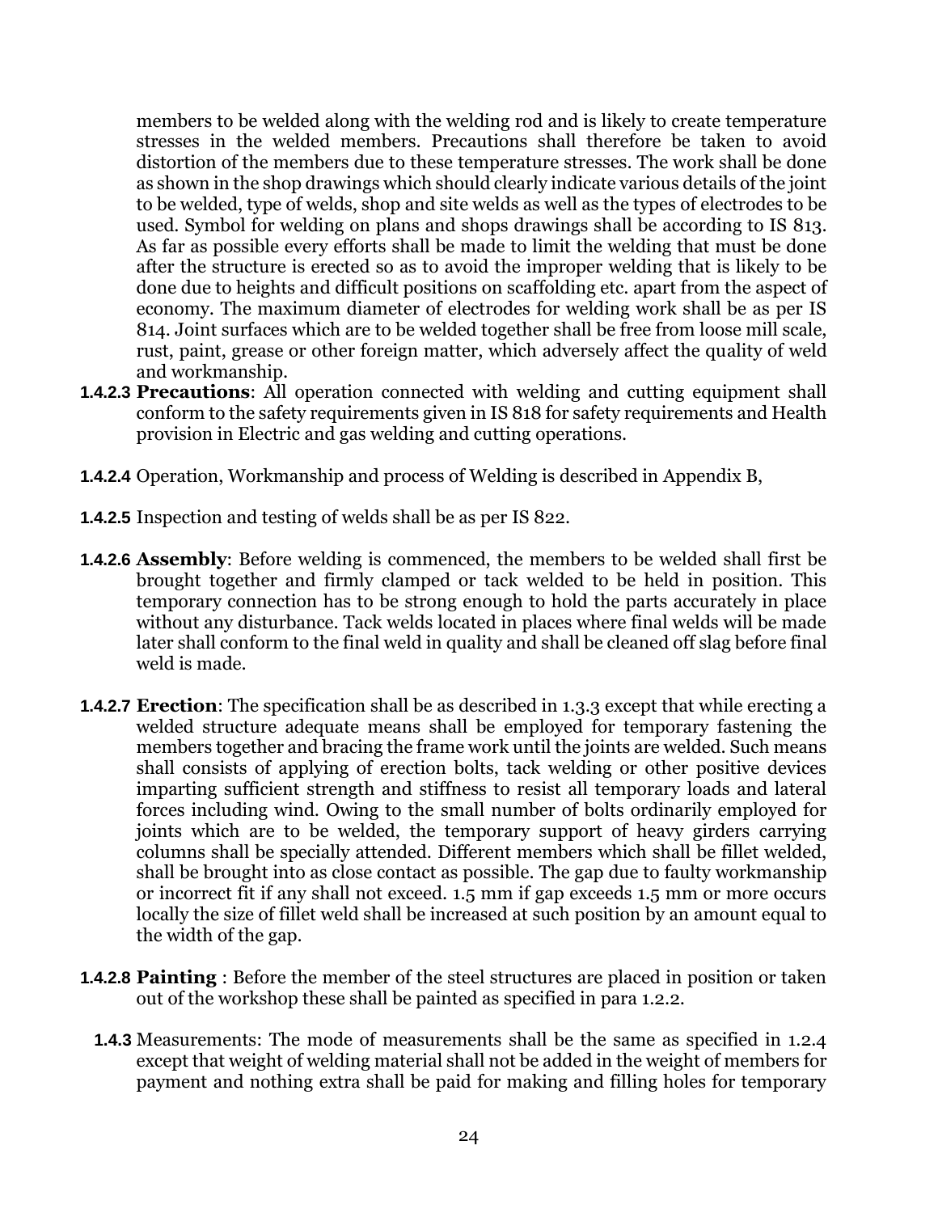members to be welded along with the welding rod and is likely to create temperature stresses in the welded members. Precautions shall therefore be taken to avoid distortion of the members due to these temperature stresses. The work shall be done as shown in the shop drawings which should clearly indicate various details of the joint to be welded, type of welds, shop and site welds as well as the types of electrodes to be used. Symbol for welding on plans and shops drawings shall be according to IS 813. As far as possible every efforts shall be made to limit the welding that must be done after the structure is erected so as to avoid the improper welding that is likely to be done due to heights and difficult positions on scaffolding etc. apart from the aspect of economy. The maximum diameter of electrodes for welding work shall be as per IS 814. Joint surfaces which are to be welded together shall be free from loose mill scale, rust, paint, grease or other foreign matter, which adversely affect the quality of weld and workmanship.

**1.4.2.3** **Precautions**: All operation connected with welding and cutting equipment shall conform to the safety requirements given in IS 818 for safety requirements and Health provision in Electric and gas welding and cutting operations.

**1.4.2.4** Operation, Workmanship and process of Welding is described in Appendix B,

**1.4.2.5** Inspection and testing of welds shall be as per IS 822.

**1.4.2.6** **Assembly**: Before welding is commenced, the members to be welded shall first be brought together and firmly clamped or tack welded to be held in position. This temporary connection has to be strong enough to hold the parts accurately in place without any disturbance. Tack welds located in places where final welds will be made later shall conform to the final weld in quality and shall be cleaned off slag before final weld is made.

**1.4.2.7** **Erection**: The specification shall be as described in 1.3.3 except that while erecting a welded structure adequate means shall be employed for temporary fastening the members together and bracing the frame work until the joints are welded. Such means shall consists of applying of erection bolts, tack welding or other positive devices imparting sufficient strength and stiffness to resist all temporary loads and lateral forces including wind. Owing to the small number of bolts ordinarily employed for joints which are to be welded, the temporary support of heavy girders carrying columns shall be specially attended. Different members which shall be fillet welded, shall be brought into as close contact as possible. The gap due to faulty workmanship or incorrect fit if any shall not exceed. 1.5 mm if gap exceeds 1.5 mm or more occurs locally the size of fillet weld shall be increased at such position by an amount equal to the width of the gap.

**1.4.2.8** **Painting** : Before the member of the steel structures are placed in position or taken out of the workshop these shall be painted as specified in para 1.2.2.

**1.4.3** Measurements: The mode of measurements shall be the same as specified in 1.2.4 except that weight of welding material shall not be added in the weight of members for payment and nothing extra shall be paid for making and filling holes for temporary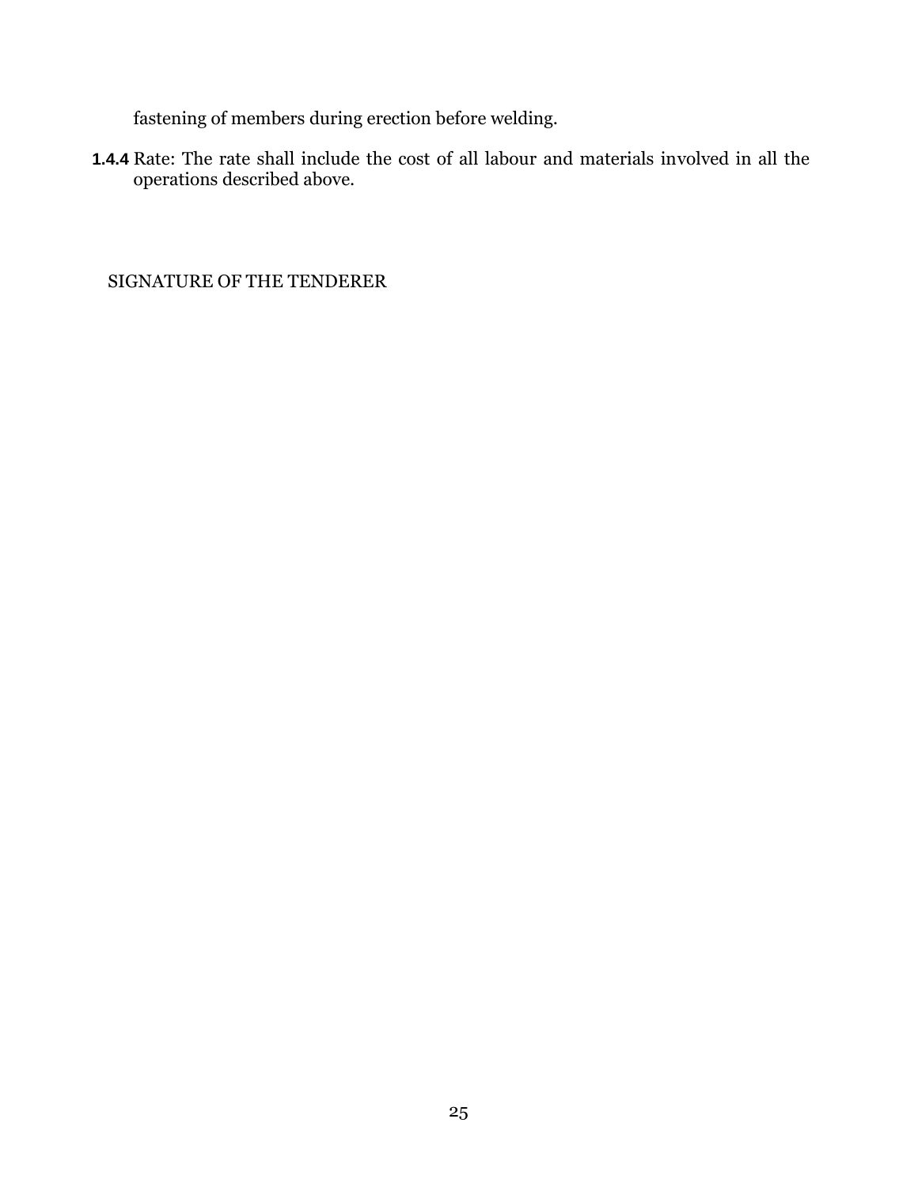fastening of members during erection before welding.

**1.4.4** Rate: The rate shall include the cost of all labour and materials involved in all the operations described above.

SIGNATURE OF THE TENDERER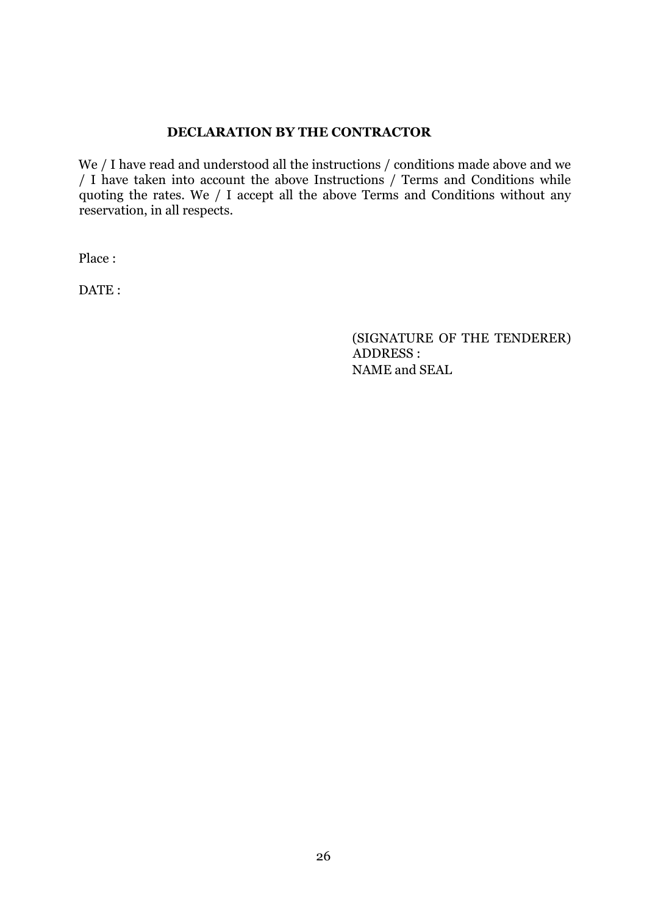## DECLARATION BY THE CONTRACTOR

We / I have read and understood all the instructions / conditions made above and we / I have taken into account the above Instructions / Terms and Conditions while quoting the rates. We / I accept all the above Terms and Conditions without any reservation, in all respects.

Place :

DATE :

(SIGNATURE OF THE TENDERER)
ADDRESS :
NAME and SEAL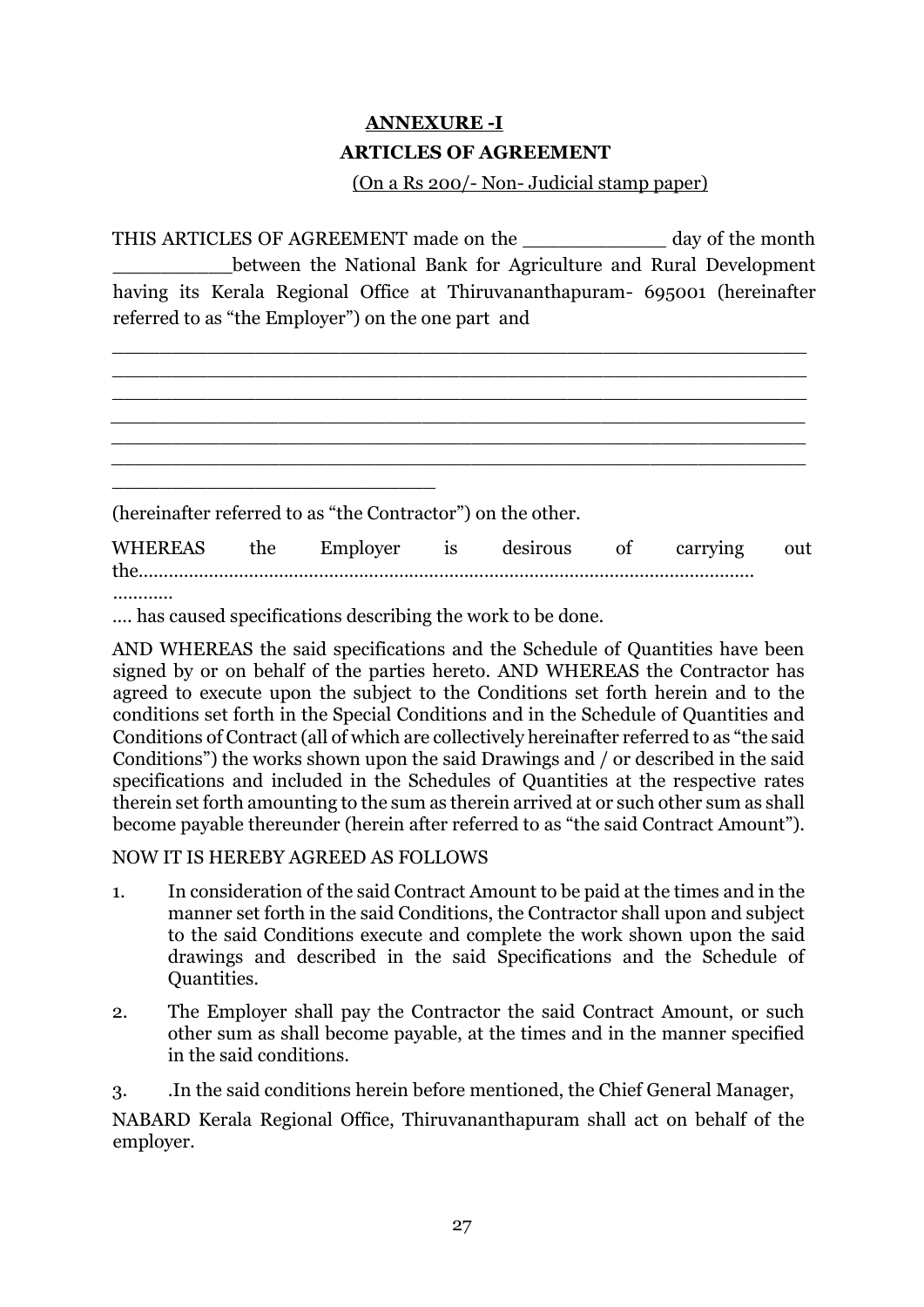## ANNEXURE -I

## ARTICLES OF AGREEMENT

(On a Rs 200/- Non- Judicial stamp paper)

THIS ARTICLES OF AGREEMENT made on the _____________ day of the month ___________between the National Bank for Agriculture and Rural Development having its Kerala Regional Office at Thiruvananthapuram- 695001 (hereinafter referred to as "the Employer") on the one part and

______________________________________________________________
______________________________________________________________
______________________________________________________________
______________________________________________________________
______________________________________________________________
______________________________________________________________
____________________________

(hereinafter referred to as "the Contractor") on the other.

WHEREAS the Employer is desirous of carrying out the.........................................................................................................................
...........
.... has caused specifications describing the work to be done.

AND WHEREAS the said specifications and the Schedule of Quantities have been signed by or on behalf of the parties hereto. AND WHEREAS the Contractor has agreed to execute upon the subject to the Conditions set forth herein and to the conditions set forth in the Special Conditions and in the Schedule of Quantities and Conditions of Contract (all of which are collectively hereinafter referred to as "the said Conditions") the works shown upon the said Drawings and / or described in the said specifications and included in the Schedules of Quantities at the respective rates therein set forth amounting to the sum as therein arrived at or such other sum as shall become payable thereunder (herein after referred to as "the said Contract Amount").

NOW IT IS HEREBY AGREED AS FOLLOWS

1. In consideration of the said Contract Amount to be paid at the times and in the manner set forth in the said Conditions, the Contractor shall upon and subject to the said Conditions execute and complete the work shown upon the said drawings and described in the said Specifications and the Schedule of Quantities.
2. The Employer shall pay the Contractor the said Contract Amount, or such other sum as shall become payable, at the times and in the manner specified in the said conditions.
3. .In the said conditions herein before mentioned, the Chief General Manager,

NABARD Kerala Regional Office, Thiruvananthapuram shall act on behalf of the employer.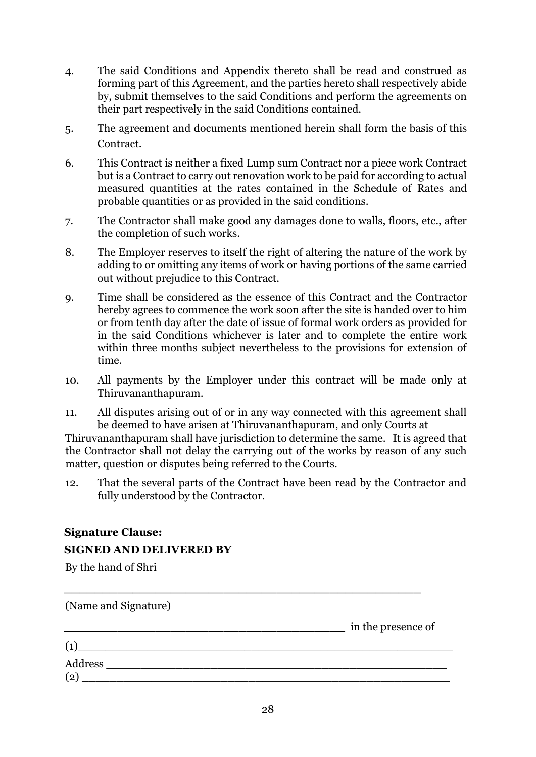4. The said Conditions and Appendix thereto shall be read and construed as forming part of this Agreement, and the parties hereto shall respectively abide by, submit themselves to the said Conditions and perform the agreements on their part respectively in the said Conditions contained.

5. The agreement and documents mentioned herein shall form the basis of this Contract.

6. This Contract is neither a fixed Lump sum Contract nor a piece work Contract but is a Contract to carry out renovation work to be paid for according to actual measured quantities at the rates contained in the Schedule of Rates and probable quantities or as provided in the said conditions.

7. The Contractor shall make good any damages done to walls, floors, etc., after the completion of such works.

8. The Employer reserves to itself the right of altering the nature of the work by adding to or omitting any items of work or having portions of the same carried out without prejudice to this Contract.

9. Time shall be considered as the essence of this Contract and the Contractor hereby agrees to commence the work soon after the site is handed over to him or from tenth day after the date of issue of formal work orders as provided for in the said Conditions whichever is later and to complete the entire work within three months subject nevertheless to the provisions for extension of time.

10. All payments by the Employer under this contract will be made only at Thiruvananthapuram.

11. All disputes arising out of or in any way connected with this agreement shall be deemed to have arisen at Thiruvananthapuram, and only Courts at Thiruvananthapuram shall have jurisdiction to determine the same. It is agreed that the Contractor shall not delay the carrying out of the works by reason of any such matter, question or disputes being referred to the Courts.

12. That the several parts of the Contract have been read by the Contractor and fully understood by the Contractor.

**Signature Clause:**

**SIGNED AND DELIVERED BY**

By the hand of Shri

_______________________________________________

(Name and Signature)

_______________________________________ in the presence of

(1)_______________________________________________

Address _______________________________________________

(2) _______________________________________________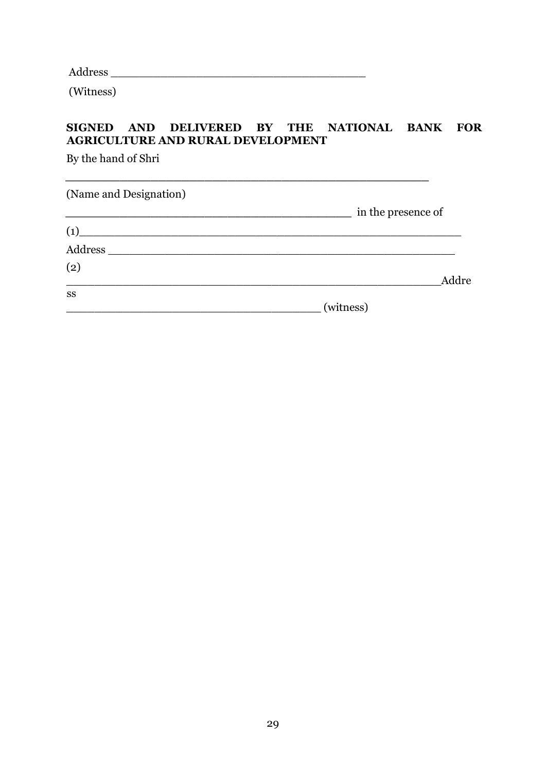Address ______________________________________

(Witness)

**SIGNED AND DELIVERED BY THE NATIONAL BANK FOR AGRICULTURE AND RURAL DEVELOPMENT**

By the hand of Shri

_______________________________________________________

(Name and Designation)

___________________________________________ in the presence of

(1)___________________________________________________________

Address ____________________________________________________

(2)

___________________________________________________________Addre
ss

______________________________________ (witness)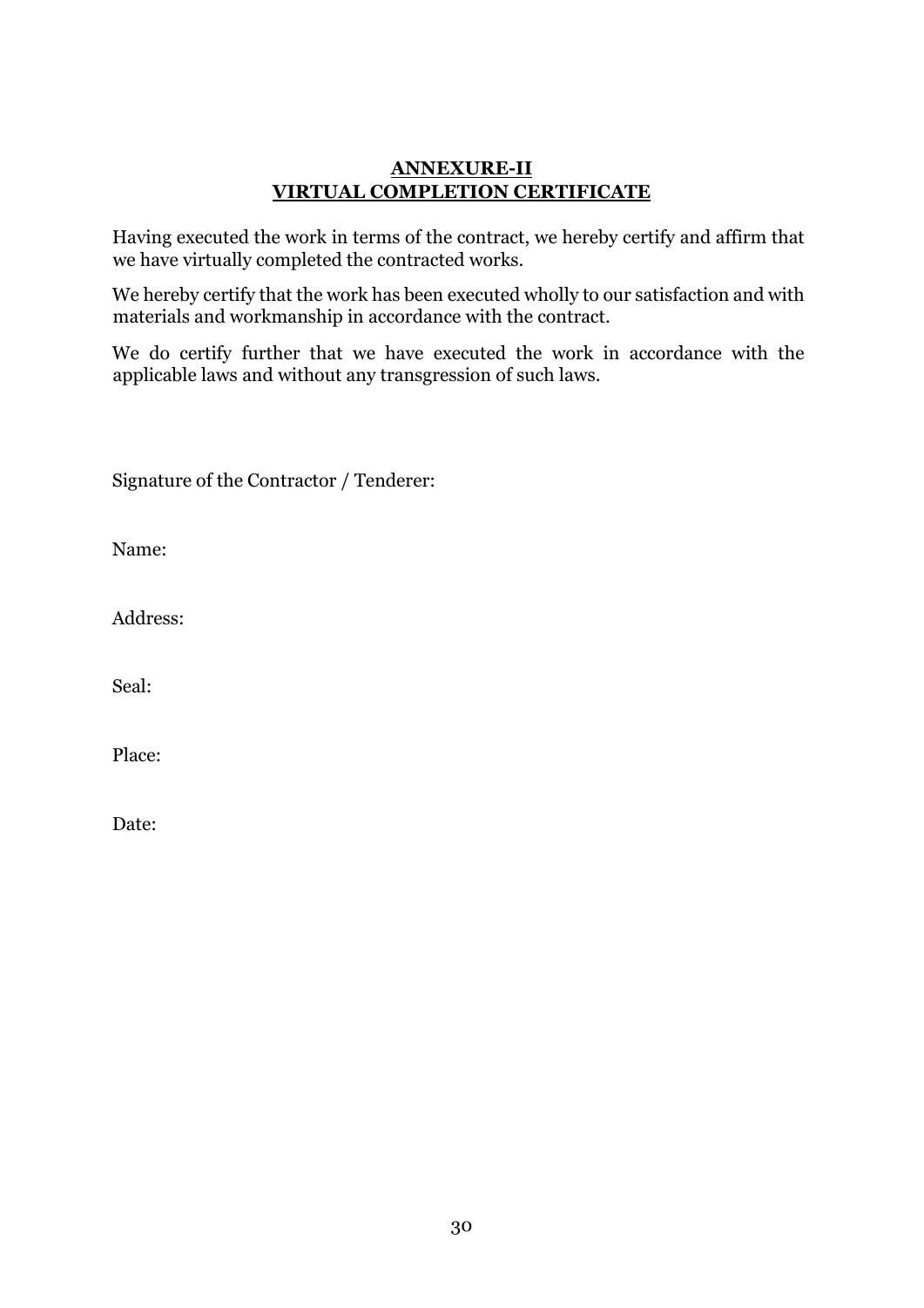# ANNEXURE-II
# VIRTUAL COMPLETION CERTIFICATE

Having executed the work in terms of the contract, we hereby certify and affirm that we have virtually completed the contracted works.

We hereby certify that the work has been executed wholly to our satisfaction and with materials and workmanship in accordance with the contract.

We do certify further that we have executed the work in accordance with the applicable laws and without any transgression of such laws.

Signature of the Contractor / Tenderer:

Name:

Address:

Seal:

Place:

Date: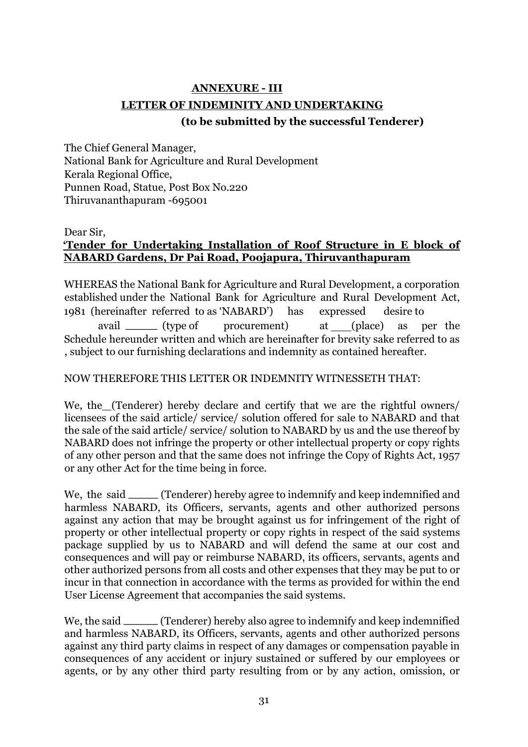## ANNEXURE - III

## LETTER OF INDEMINITY AND UNDERTAKING

**(to be submitted by the successful Tenderer)**

The Chief General Manager,
National Bank for Agriculture and Rural Development
Kerala Regional Office,
Punnen Road, Statue, Post Box No.220
Thiruvananthapuram -695001

Dear Sir,

**'Tender for Undertaking Installation of Roof Structure in E block of NABARD Gardens, Dr Pai Road, Poojapura, Thiruvanthapuram**

WHEREAS the National Bank for Agriculture and Rural Development, a corporation established under the National Bank for Agriculture and Rural Development Act, 1981 (hereinafter referred to as 'NABARD') has expressed desire to avail _____ (type of procurement) at ___(place) as per the Schedule hereunder written and which are hereinafter for brevity sake referred to as , subject to our furnishing declarations and indemnity as contained hereafter.

NOW THEREFORE THIS LETTER OR INDEMNITY WITNESSETH THAT:

We, the\_(Tenderer) hereby declare and certify that we are the rightful owners/ licensees of the said article/ service/ solution offered for sale to NABARD and that the sale of the said article/ service/ solution to NABARD by us and the use thereof by NABARD does not infringe the property or other intellectual property or copy rights of any other person and that the same does not infringe the Copy of Rights Act, 1957 or any other Act for the time being in force.

We, the said _____ (Tenderer) hereby agree to indemnify and keep indemnified and harmless NABARD, its Officers, servants, agents and other authorized persons against any action that may be brought against us for infringement of the right of property or other intellectual property or copy rights in respect of the said systems package supplied by us to NABARD and will defend the same at our cost and consequences and will pay or reimburse NABARD, its officers, servants, agents and other authorized persons from all costs and other expenses that they may be put to or incur in that connection in accordance with the terms as provided for within the end User License Agreement that accompanies the said systems.

We, the said _____ (Tenderer) hereby also agree to indemnify and keep indemnified and harmless NABARD, its Officers, servants, agents and other authorized persons against any third party claims in respect of any damages or compensation payable in consequences of any accident or injury sustained or suffered by our employees or agents, or by any other third party resulting from or by any action, omission, or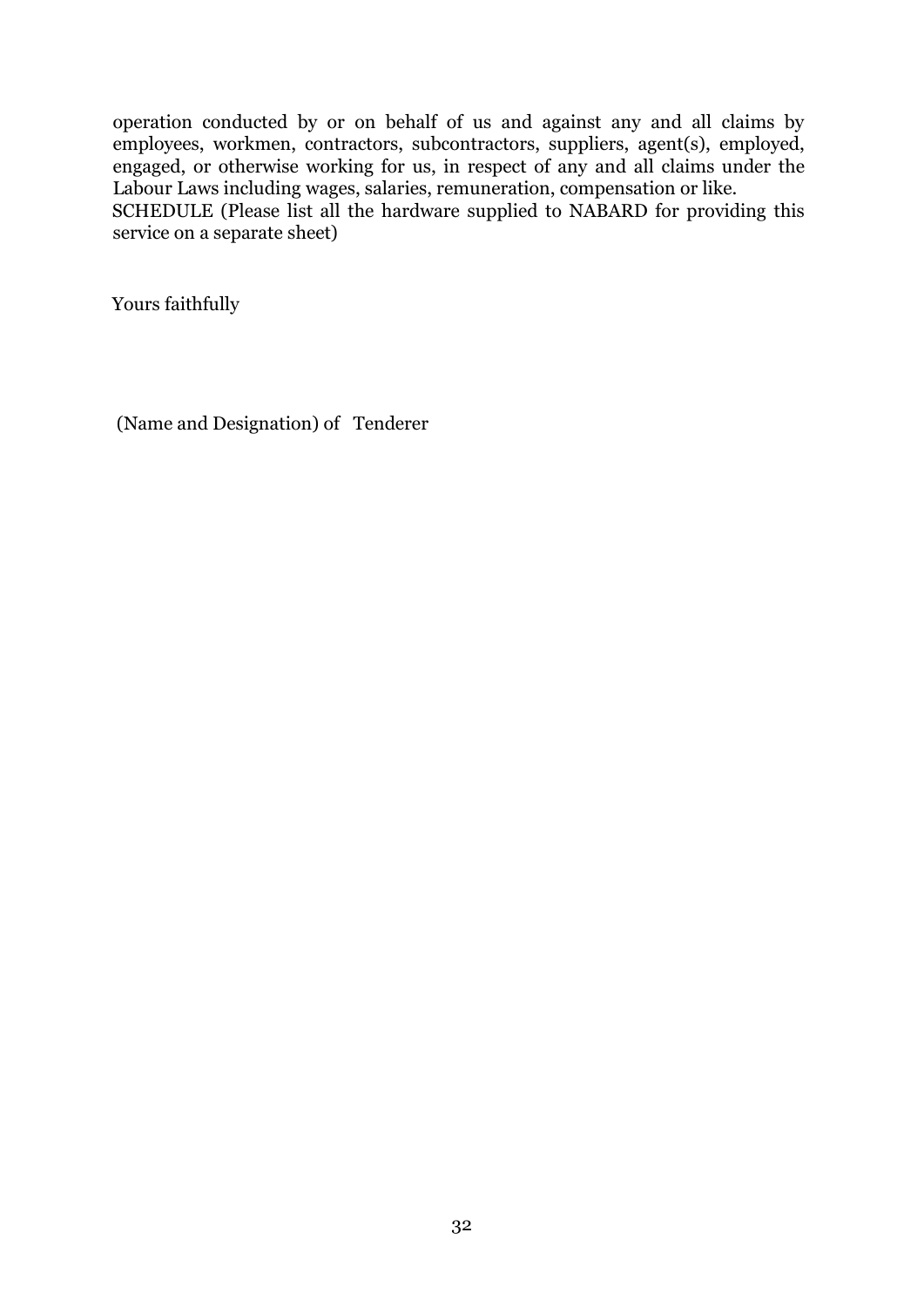operation conducted by or on behalf of us and against any and all claims by employees, workmen, contractors, subcontractors, suppliers, agent(s), employed, engaged, or otherwise working for us, in respect of any and all claims under the Labour Laws including wages, salaries, remuneration, compensation or like.

SCHEDULE (Please list all the hardware supplied to NABARD for providing this service on a separate sheet)

Yours faithfully

(Name and Designation) of Tenderer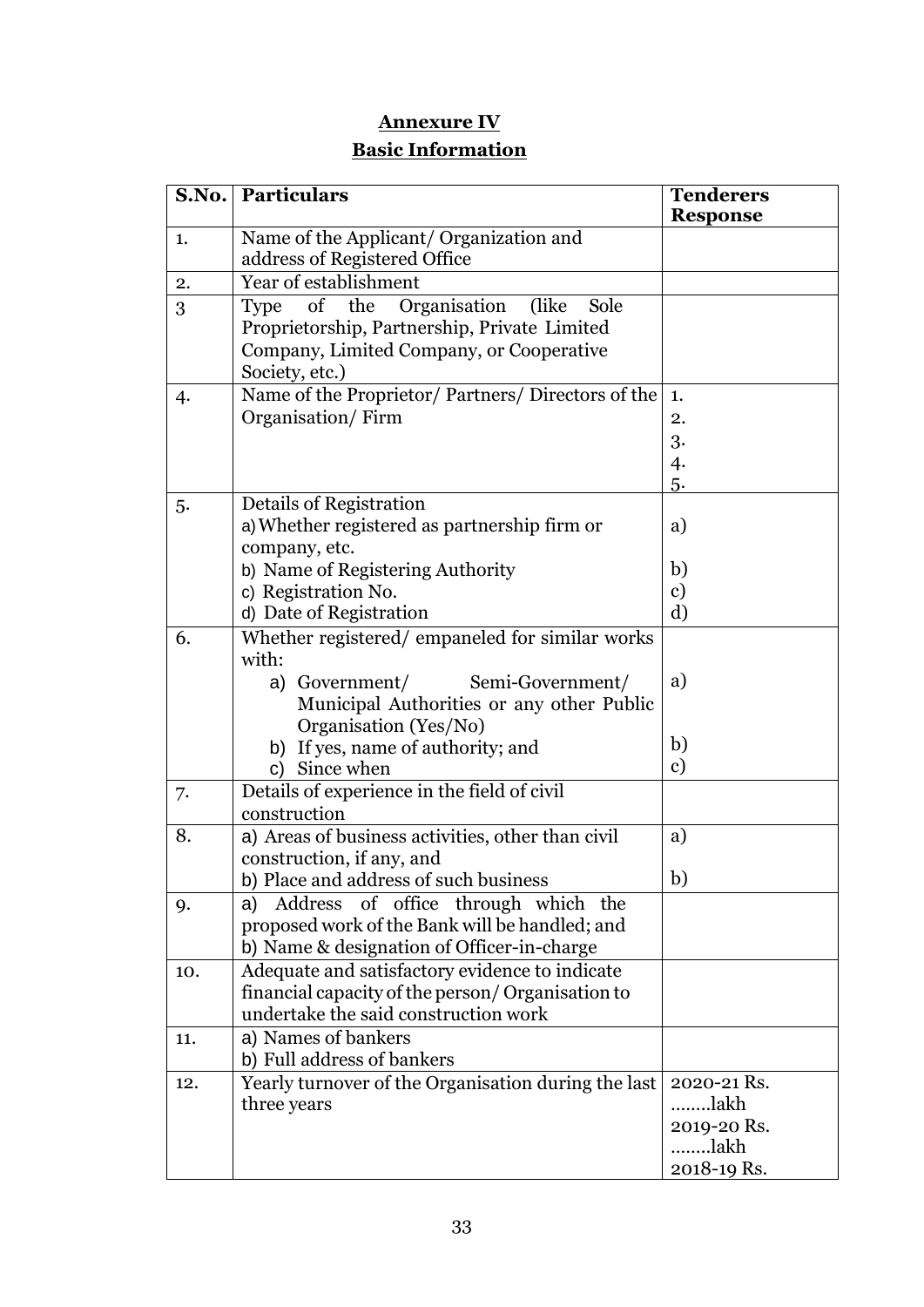## Annexure IV

## Basic Information

| S.No. | Particulars | Tenderers Response |
|---|---|---|
| 1. | Name of the Applicant/ Organization and address of Registered Office | |
| 2. | Year of establishment | |
| 3 | Type of the Organisation (like Sole Proprietorship, Partnership, Private Limited Company, Limited Company, or Cooperative Society, etc.) | |
| 4. | Name of the Proprietor/ Partners/ Directors of the Organisation/ Firm | 1.<br>2.<br>3.<br>4.<br>5. |
| 5. | Details of Registration<br>a) Whether registered as partnership firm or company, etc.<br>b) Name of Registering Authority<br>c) Registration No.<br>d) Date of Registration | a)<br>b)<br>c)<br>d) |
| 6. | Whether registered/ empaneled for similar works with:<br>a) Government/ Semi-Government/ Municipal Authorities or any other Public Organisation (Yes/No)<br>b) If yes, name of authority; and<br>c) Since when | a)<br>b)<br>c) |
| 7. | Details of experience in the field of civil construction | |
| 8. | a) Areas of business activities, other than civil construction, if any, and<br>b) Place and address of such business | a)<br>b) |
| 9. | a) Address of office through which the proposed work of the Bank will be handled; and<br>b) Name & designation of Officer-in-charge | |
| 10. | Adequate and satisfactory evidence to indicate financial capacity of the person/ Organisation to undertake the said construction work | |
| 11. | a) Names of bankers<br>b) Full address of bankers | |
| 12. | Yearly turnover of the Organisation during the last three years | 2020-21 Rs. ........lakh<br>2019-20 Rs. ........lakh<br>2018-19 Rs. |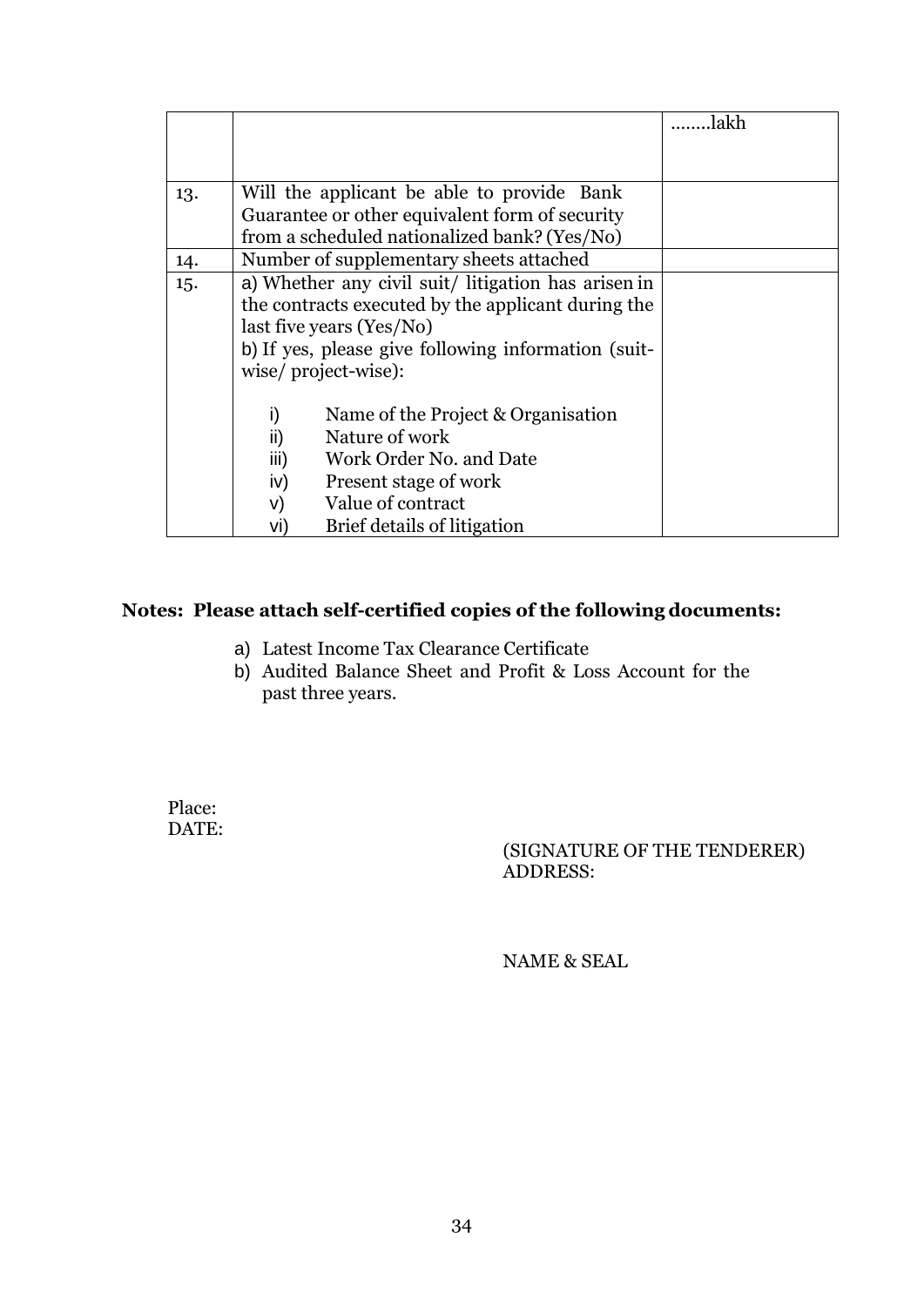| | | ........lakh |
|---|---|---|
| 13. | Will the applicant be able to provide Bank Guarantee or other equivalent form of security from a scheduled nationalized bank? (Yes/No) | |
| 14. | Number of supplementary sheets attached | |
| 15. | a) Whether any civil suit/ litigation has arisen in the contracts executed by the applicant during the last five years (Yes/No)<br>b) If yes, please give following information (suit-wise/ project-wise):<br><br>i) Name of the Project & Organisation<br>ii) Nature of work<br>iii) Work Order No. and Date<br>iv) Present stage of work<br>v) Value of contract<br>vi) Brief details of litigation | |

**Notes: Please attach self-certified copies of the following documents:**

a) Latest Income Tax Clearance Certificate
b) Audited Balance Sheet and Profit & Loss Account for the past three years.

Place:
DATE:

(SIGNATURE OF THE TENDERER)
ADDRESS:

NAME & SEAL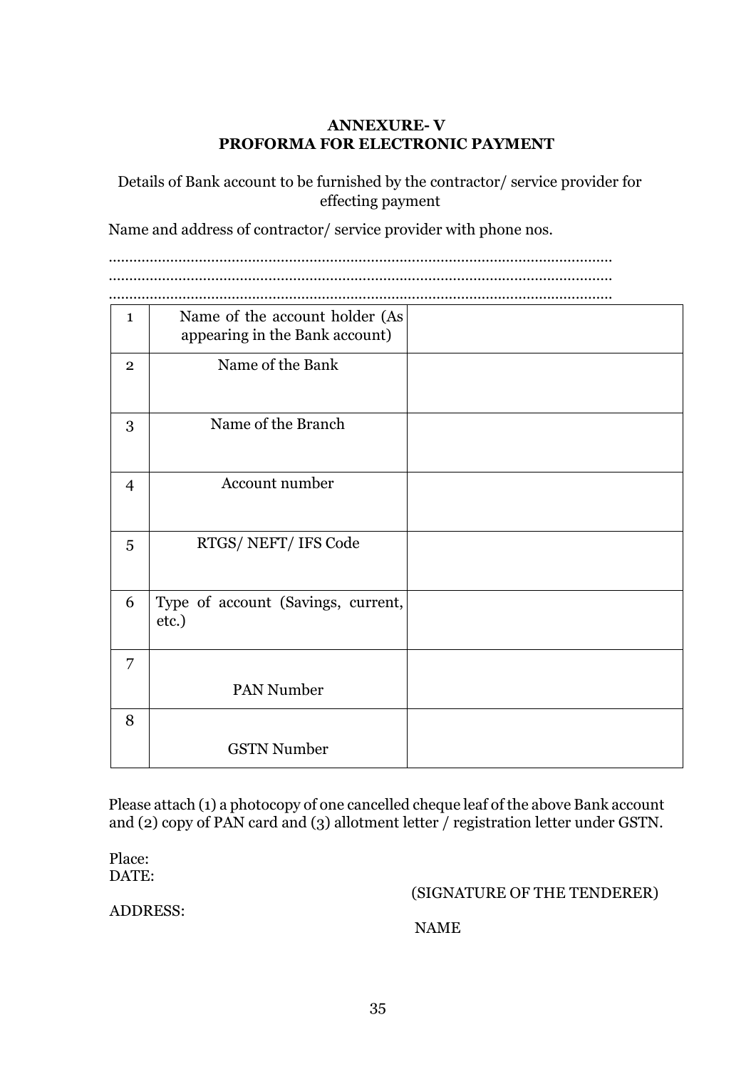## ANNEXURE- V
## PROFORMA FOR ELECTRONIC PAYMENT

Details of Bank account to be furnished by the contractor/ service provider for effecting payment

Name and address of contractor/ service provider with phone nos.

..........................................................................................................................
..........................................................................................................................
..........................................................................................................................

| | | |
|---|---|---|
| 1 | Name of the account holder (As appearing in the Bank account) | |
| 2 | Name of the Bank | |
| 3 | Name of the Branch | |
| 4 | Account number | |
| 5 | RTGS/ NEFT/ IFS Code | |
| 6 | Type of account (Savings, current, etc.) | |
| 7 | PAN Number | |
| 8 | GSTN Number | |

Please attach (1) a photocopy of one cancelled cheque leaf of the above Bank account and (2) copy of PAN card and (3) allotment letter / registration letter under GSTN.

Place:
DATE:

(SIGNATURE OF THE TENDERER)

ADDRESS:

NAME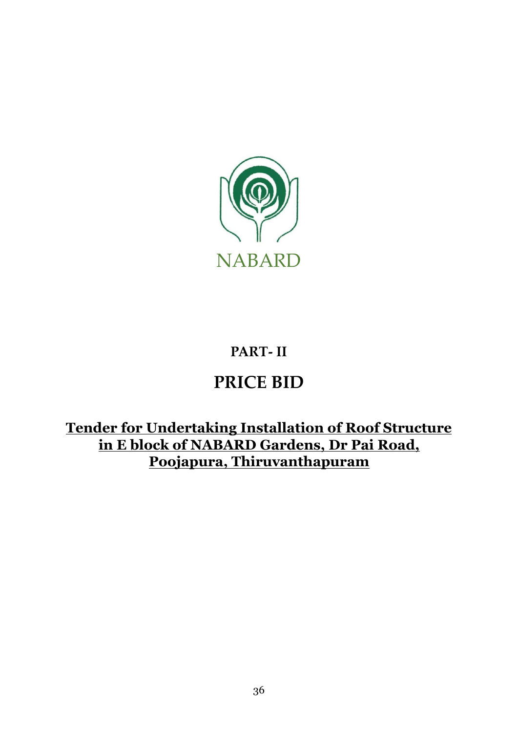NABARD

## PART- II

# PRICE BID

**Tender for Undertaking Installation of Roof Structure in E block of NABARD Gardens, Dr Pai Road, Poojapura, Thiruvanthapuram**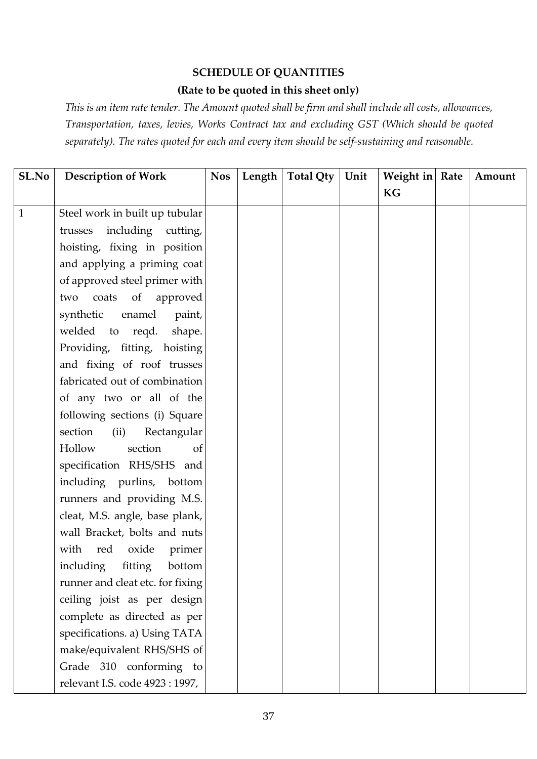**SCHEDULE OF QUANTITIES**

**(Rate to be quoted in this sheet only)**

*This is an item rate tender. The Amount quoted shall be firm and shall include all costs, allowances, Transportation, taxes, levies, Works Contract tax and excluding GST (Which should be quoted separately). The rates quoted for each and every item should be self-sustaining and reasonable.*

| SL.No | Description of Work | Nos | Length | Total Qty | Unit | Weight in KG | Rate | Amount |
|---|---|---|---|---|---|---|---|---|
| 1 | Steel work in built up tubular trusses including cutting, hoisting, fixing in position and applying a priming coat of approved steel primer with two coats of approved synthetic enamel paint, welded to reqd. shape. Providing, fitting, hoisting and fixing of roof trusses fabricated out of combination of any two or all of the following sections (i) Square section (ii) Rectangular Hollow section of specification RHS/SHS and including purlins, bottom runners and providing M.S. cleat, M.S. angle, base plank, wall Bracket, bolts and nuts with red oxide primer including fitting bottom runner and cleat etc. for fixing ceiling joist as per design complete as directed as per specifications. a) Using TATA make/equivalent RHS/SHS of Grade 310 conforming to relevant I.S. code 4923 : 1997, | | | | | | | |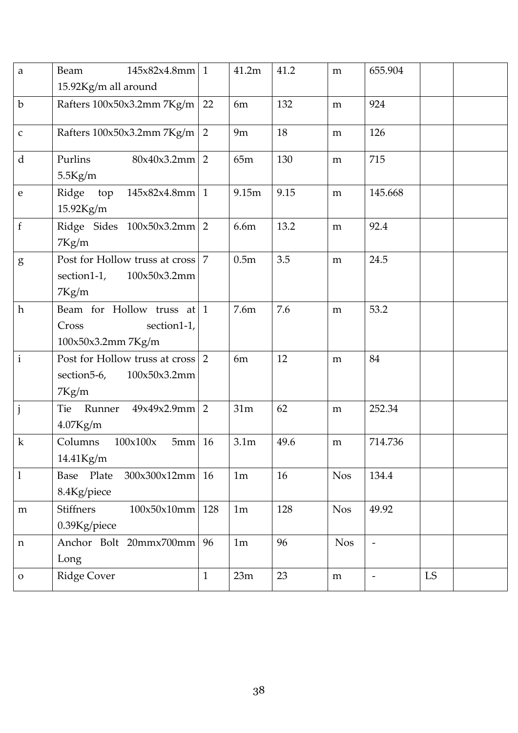| a | Beam 145x82x4.8mm 15.92Kg/m all around | 1 | 41.2m | 41.2 | m | 655.904 | | |
|---|---|---|---|---|---|---|---|---|
| b | Rafters 100x50x3.2mm 7Kg/m | 22 | 6m | 132 | m | 924 | | |
| c | Rafters 100x50x3.2mm 7Kg/m | 2 | 9m | 18 | m | 126 | | |
| d | Purlins 80x40x3.2mm 5.5Kg/m | 2 | 65m | 130 | m | 715 | | |
| e | Ridge top 145x82x4.8mm 15.92Kg/m | 1 | 9.15m | 9.15 | m | 145.668 | | |
| f | Ridge Sides 100x50x3.2mm 7Kg/m | 2 | 6.6m | 13.2 | m | 92.4 | | |
| g | Post for Hollow truss at cross section1-1, 100x50x3.2mm 7Kg/m | 7 | 0.5m | 3.5 | m | 24.5 | | |
| h | Beam for Hollow truss at Cross section1-1, 100x50x3.2mm 7Kg/m | 1 | 7.6m | 7.6 | m | 53.2 | | |
| i | Post for Hollow truss at cross section5-6, 100x50x3.2mm 7Kg/m | 2 | 6m | 12 | m | 84 | | |
| j | Tie Runner 49x49x2.9mm 4.07Kg/m | 2 | 31m | 62 | m | 252.34 | | |
| k | Columns 100x100x 5mm 14.41Kg/m | 16 | 3.1m | 49.6 | m | 714.736 | | |
| l | Base Plate 300x300x12mm 8.4Kg/piece | 16 | 1m | 16 | Nos | 134.4 | | |
| m | Stiffners 100x50x10mm 0.39Kg/piece | 128 | 1m | 128 | Nos | 49.92 | | |
| n | Anchor Bolt 20mmx700mm Long | 96 | 1m | 96 | Nos | - | | |
| o | Ridge Cover | 1 | 23m | 23 | m | - | LS | |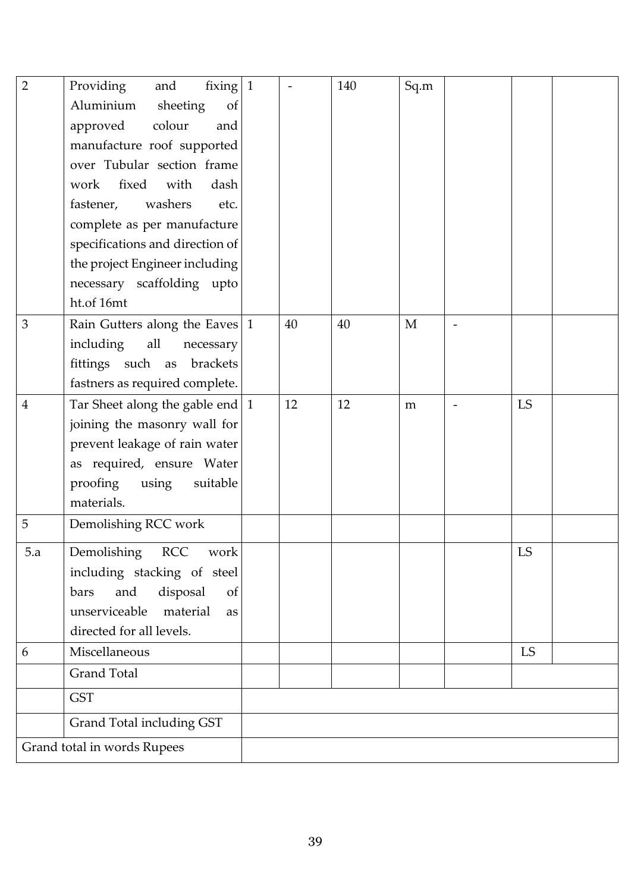| 2 | Providing and fixing Aluminium sheeting of approved colour and manufacture roof supported over Tubular section frame work fixed with dash fastener, washers etc. complete as per manufacture specifications and direction of the project Engineer including necessary scaffolding upto ht.of 16mt | 1 | - | 140 | Sq.m | | | |
|---|---|---|---|---|---|---|---|---|
| 3 | Rain Gutters along the Eaves including all necessary fittings such as brackets fastners as required complete. | 1 | 40 | 40 | M | - | | |
| 4 | Tar Sheet along the gable end joining the masonry wall for prevent leakage of rain water as required, ensure Water proofing using suitable materials. | 1 | 12 | 12 | m | - | LS | |
| 5 | Demolishing RCC work | | | | | | | |
| 5.a | Demolishing RCC work including stacking of steel bars and disposal of unserviceable material as directed for all levels. | | | | | | LS | |
| 6 | Miscellaneous | | | | | | LS | |
| | Grand Total | | | | | | | |
| | GST | | | | | | | |
| | Grand Total including GST | | | | | | | |
| Grand total in words Rupees | | | | | | | | |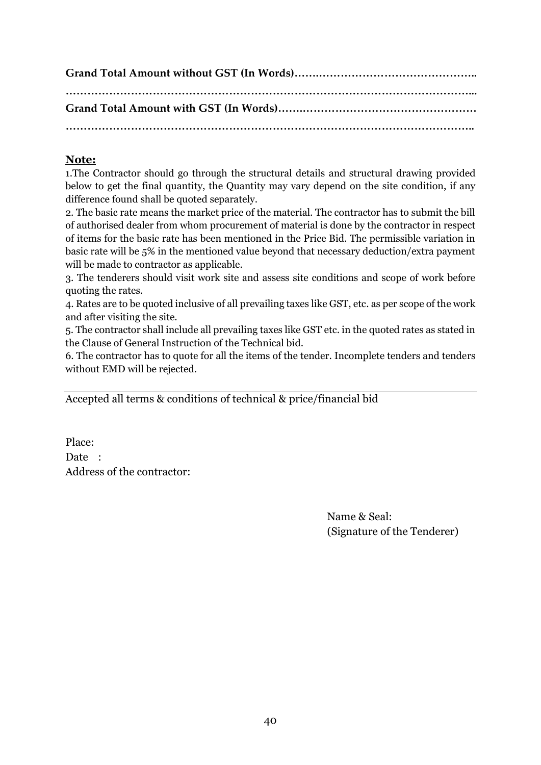**Grand Total Amount without GST (In Words)……..………………………………………..**

**………………………………………………………………………………………………...**

**Grand Total Amount with GST (In Words)……..…………………………………………**

**……………………………………………………………………………………………….**

**Note:**

1.The Contractor should go through the structural details and structural drawing provided below to get the final quantity, the Quantity may vary depend on the site condition, if any difference found shall be quoted separately.

2. The basic rate means the market price of the material. The contractor has to submit the bill of authorised dealer from whom procurement of material is done by the contractor in respect of items for the basic rate has been mentioned in the Price Bid. The permissible variation in basic rate will be 5% in the mentioned value beyond that necessary deduction/extra payment will be made to contractor as applicable.

3. The tenderers should visit work site and assess site conditions and scope of work before quoting the rates.

4. Rates are to be quoted inclusive of all prevailing taxes like GST, etc. as per scope of the work and after visiting the site.

5. The contractor shall include all prevailing taxes like GST etc. in the quoted rates as stated in the Clause of General Instruction of the Technical bid.

6. The contractor has to quote for all the items of the tender. Incomplete tenders and tenders without EMD will be rejected.

---

Accepted all terms & conditions of technical & price/financial bid

Place:

Date :

Address of the contractor:

Name & Seal:

(Signature of the Tenderer)